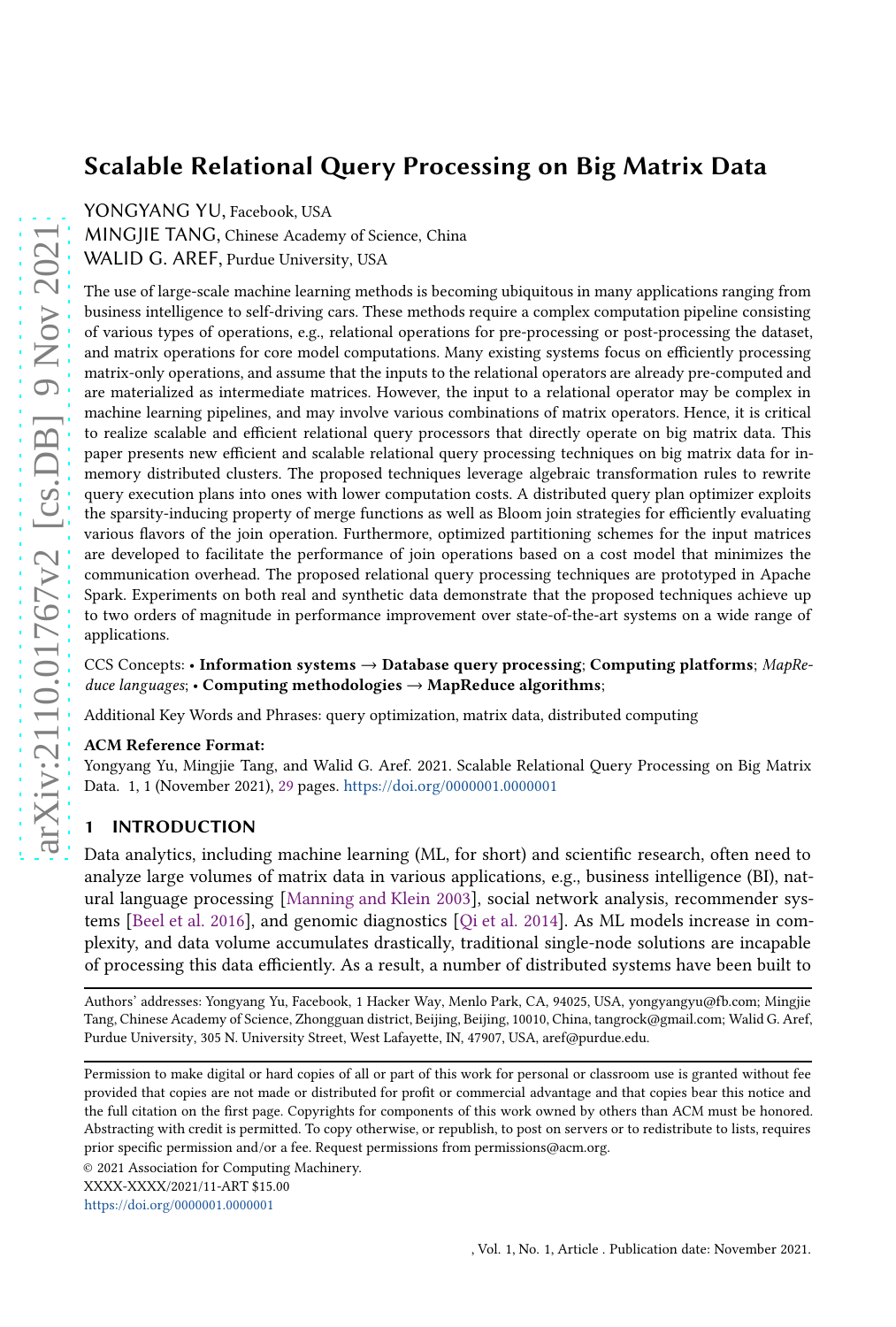# Scalable Relational Query Processing on Big Matrix Data

YONGYANG YU, Facebook, USA

MINGJIE TANG, Chinese Academy of Science, China

WALID G. AREF, Purdue University, USA

The use of large-scale machine learning methods is becoming ubiquitous in many applications ranging from business intelligence to self-driving cars. These methods require a complex computation pipeline consisting of various types of operations, e.g., relational operations for pre-processing or post-processing the dataset, and matrix operations for core model computations. Many existing systems focus on efficiently processing matrix-only operations, and assume that the inputs to the relational operators are already pre-computed and are materialized as intermediate matrices. However, the input to a relational operator may be complex in machine learning pipelines, and may involve various combinations of matrix operators. Hence, it is critical to realize scalable and efficient relational query processors that directly operate on big matrix data. This paper presents new efficient and scalable relational query processing techniques on big matrix data for in-memory distributed clusters. The proposed techniques leverage algebraic transformation rules to rewrite query execution plans into ones with lower computation costs. A distributed query plan optimizer exploits the sparsity-inducing property of merge functions as well as Bloom join strategies for efficiently evaluating various flavors of the join operation. Furthermore, optimized partitioning schemes for the input matrices are developed to facilitate the performance of join operations based on a cost model that minimizes the communication overhead. The proposed relational query processing techniques are prototyped in Apache Spark. Experiments on both real and synthetic data demonstrate that the proposed techniques achieve up to two orders of magnitude in performance improvement over state-of-the-art systems on a wide range of applications.

CCS Concepts: • **Information systems → Database query processing**; **Computing platforms**; *MapReduce languages*; • **Computing methodologies → MapReduce algorithms**;

Additional Key Words and Phrases: query optimization, matrix data, distributed computing

**ACM Reference Format:**

Yongyang Yu, Mingjie Tang, and Walid G. Aref. 2021. Scalable Relational Query Processing on Big Matrix Data. 1, 1 (November 2021), 29 pages. https://doi.org/0000001.0000001

## 1 INTRODUCTION

Data analytics, including machine learning (ML, for short) and scientific research, often need to analyze large volumes of matrix data in various applications, e.g., business intelligence (BI), natural language processing [Manning and Klein 2003], social network analysis, recommender systems [Beel et al. 2016], and genomic diagnostics [Qi et al. 2014]. As ML models increase in complexity, and data volume accumulates drastically, traditional single-node solutions are incapable of processing this data efficiently. As a result, a number of distributed systems have been built to

---

Authors' addresses: Yongyang Yu, Facebook, 1 Hacker Way, Menlo Park, CA, 94025, USA, yongyangyu@fb.com; Mingjie Tang, Chinese Academy of Science, Zhongguan district, Beijing, Beijing, 10010, China, tangrock@gmail.com; Walid G. Aref, Purdue University, 305 N. University Street, West Lafayette, IN, 47907, USA, aref@purdue.edu.

Permission to make digital or hard copies of all or part of this work for personal or classroom use is granted without fee provided that copies are not made or distributed for profit or commercial advantage and that copies bear this notice and the full citation on the first page. Copyrights for components of this work owned by others than ACM must be honored. Abstracting with credit is permitted. To copy otherwise, or republish, to post on servers or to redistribute to lists, requires prior specific permission and/or a fee. Request permissions from permissions@acm.org.

© 2021 Association for Computing Machinery.

XXXX-XXXX/2021/11-ART $15.00

https://doi.org/0000001.0000001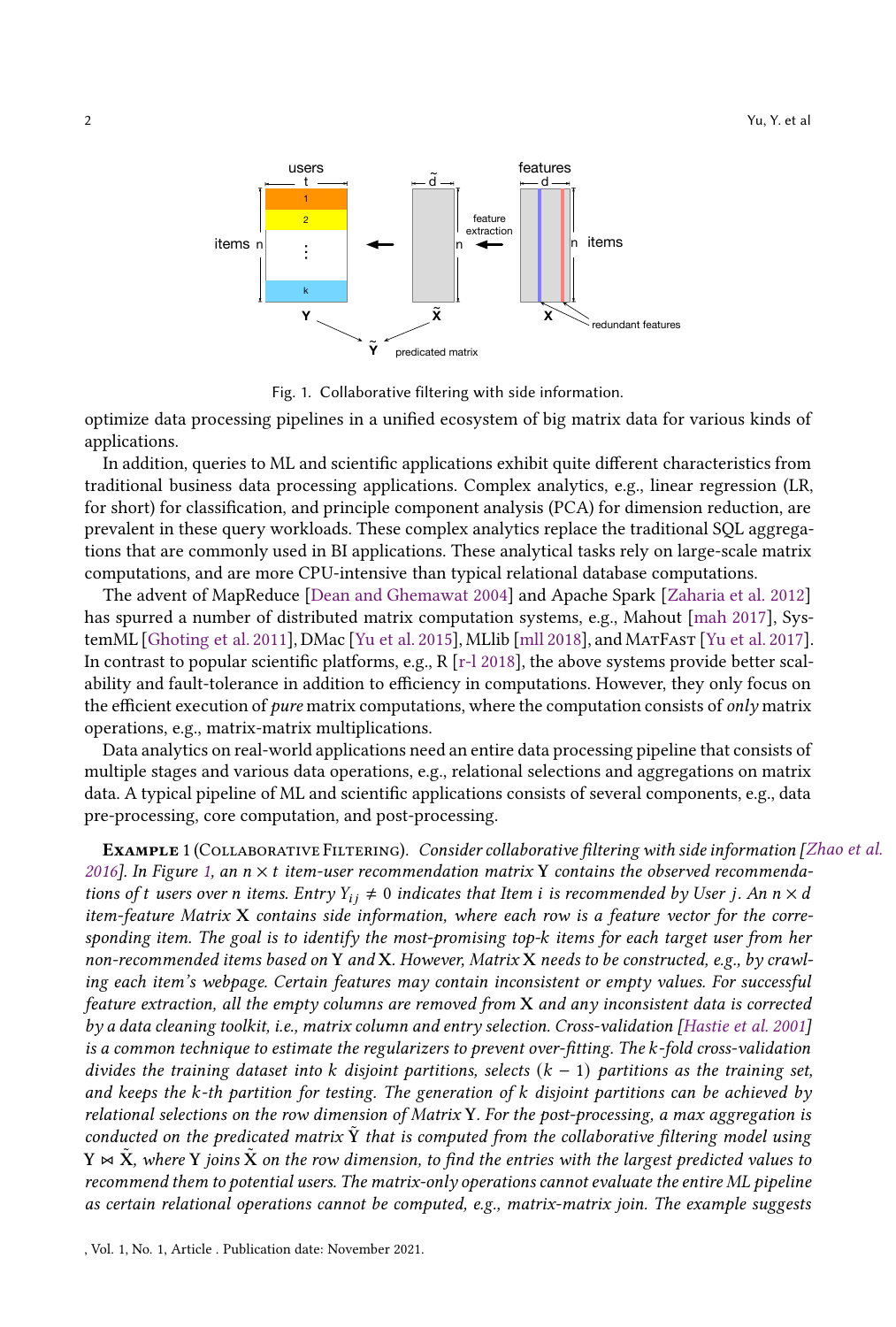Fig. 1. Collaborative filtering with side information.

optimize data processing pipelines in a unified ecosystem of big matrix data for various kinds of applications.

In addition, queries to ML and scientific applications exhibit quite different characteristics from traditional business data processing applications. Complex analytics, e.g., linear regression (LR, for short) for classification, and principle component analysis (PCA) for dimension reduction, are prevalent in these query workloads. These complex analytics replace the traditional SQL aggregations that are commonly used in BI applications. These analytical tasks rely on large-scale matrix computations, and are more CPU-intensive than typical relational database computations.

The advent of MapReduce [Dean and Ghemawat 2004] and Apache Spark [Zaharia et al. 2012] has spurred a number of distributed matrix computation systems, e.g., Mahout [mah 2017], SystemML [Ghoting et al. 2011], DMac [Yu et al. 2015], MLlib [mll 2018], and MatFast [Yu et al. 2017]. In contrast to popular scientific platforms, e.g., R [r-l 2018], the above systems provide better scalability and fault-tolerance in addition to efficiency in computations. However, they only focus on the efficient execution of *pure* matrix computations, where the computation consists of *only* matrix operations, e.g., matrix-matrix multiplications.

Data analytics on real-world applications need an entire data processing pipeline that consists of multiple stages and various data operations, e.g., relational selections and aggregations on matrix data. A typical pipeline of ML and scientific applications consists of several components, e.g., data pre-processing, core computation, and post-processing.

**Example 1** (Collaborative Filtering). *Consider collaborative filtering with side information [Zhao et al. 2016]. In Figure 1, an $n \times t$ item-user recommendation matrix $\mathbf{Y}$ contains the observed recommendations of $t$ users over $n$ items. Entry $Y_{ij} \neq 0$ indicates that Item $i$ is recommended by User $j$. An $n \times d$ item-feature Matrix $\mathbf{X}$ contains side information, where each row is a feature vector for the corresponding item. The goal is to identify the most-promising top-$k$ items for each target user from her non-recommended items based on $\mathbf{Y}$ and $\mathbf{X}$. However, Matrix $\mathbf{X}$ needs to be constructed, e.g., by crawling each item's webpage. Certain features may contain inconsistent or empty values. For successful feature extraction, all the empty columns are removed from $\mathbf{X}$ and any inconsistent data is corrected by a data cleaning toolkit, i.e., matrix column and entry selection. Cross-validation [Hastie et al. 2001] is a common technique to estimate the regularizers to prevent over-fitting. The $k$-fold cross-validation divides the training dataset into $k$ disjoint partitions, selects $(k-1)$ partitions as the training set, and keeps the $k$-th partition for testing. The generation of $k$ disjoint partitions can be achieved by relational selections on the row dimension of Matrix $\mathbf{Y}$. For the post-processing, a max aggregation is conducted on the predicated matrix $\tilde{\mathbf{Y}}$ that is computed from the collaborative filtering model using $\mathbf{Y} \bowtie \tilde{\mathbf{X}}$, where $\mathbf{Y}$ joins $\tilde{\mathbf{X}}$ on the row dimension, to find the entries with the largest predicted values to recommend them to potential users. The matrix-only operations cannot evaluate the entire ML pipeline as certain relational operations cannot be computed, e.g., matrix-matrix join. The example suggests*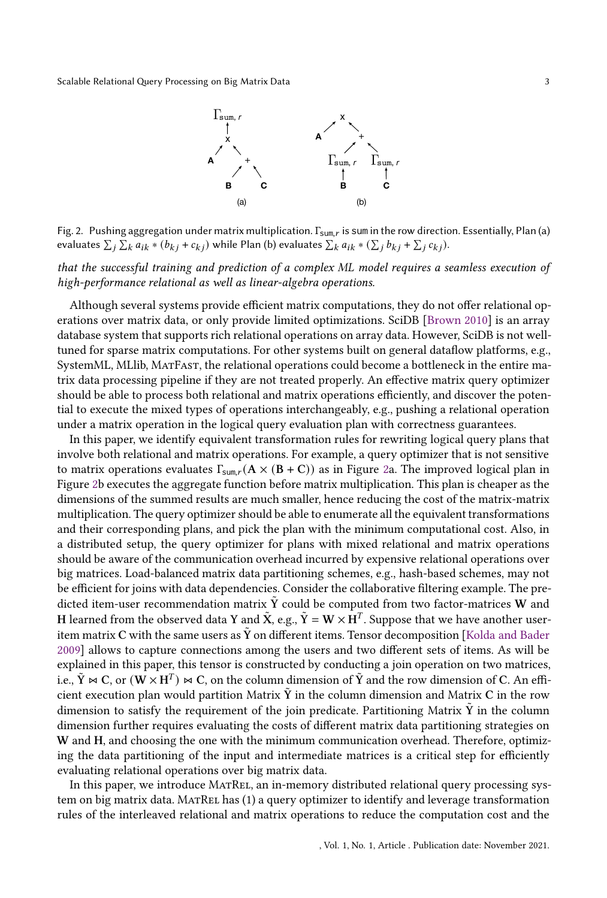Fig. 2. Pushing aggregation under matrix multiplication. $\Gamma_{\text{sum},r}$ is sum in the row direction. Essentially, Plan (a) evaluates $\sum_j \sum_k a_{ik} * (b_{kj} + c_{kj})$ while Plan (b) evaluates $\sum_k a_{ik} * (\sum_j b_{kj} + \sum_j c_{kj})$.

*that the successful training and prediction of a complex ML model requires a seamless execution of high-performance relational as well as linear-algebra operations.*

Although several systems provide efficient matrix computations, they do not offer relational operations over matrix data, or only provide limited optimizations. SciDB [Brown 2010] is an array database system that supports rich relational operations on array data. However, SciDB is not well-tuned for sparse matrix computations. For other systems built on general dataflow platforms, e.g., SystemML, MLlib, MatFast, the relational operations could become a bottleneck in the entire matrix data processing pipeline if they are not treated properly. An effective matrix query optimizer should be able to process both relational and matrix operations efficiently, and discover the potential to execute the mixed types of operations interchangeably, e.g., pushing a relational operation under a matrix operation in the logical query evaluation plan with correctness guarantees.

In this paper, we identify equivalent transformation rules for rewriting logical query plans that involve both relational and matrix operations. For example, a query optimizer that is not sensitive to matrix operations evaluates $\Gamma_{\text{sum},r}(\mathbf{A} \times (\mathbf{B} + \mathbf{C}))$ as in Figure 2a. The improved logical plan in Figure 2b executes the aggregate function before matrix multiplication. This plan is cheaper as the dimensions of the summed results are much smaller, hence reducing the cost of the matrix-matrix multiplication. The query optimizer should be able to enumerate all the equivalent transformations and their corresponding plans, and pick the plan with the minimum computational cost. Also, in a distributed setup, the query optimizer for plans with mixed relational and matrix operations should be aware of the communication overhead incurred by expensive relational operations over big matrices. Load-balanced matrix data partitioning schemes, e.g., hash-based schemes, may not be efficient for joins with data dependencies. Consider the collaborative filtering example. The predicted item-user recommendation matrix $\tilde{\mathbf{Y}}$ could be computed from two factor-matrices $\mathbf{W}$ and $\mathbf{H}$ learned from the observed data $\mathbf{Y}$ and $\tilde{\mathbf{X}}$, e.g., $\tilde{\mathbf{Y}} = \mathbf{W} \times \mathbf{H}^T$. Suppose that we have another user-item matrix $\mathbf{C}$ with the same users as $\tilde{\mathbf{Y}}$ on different items. Tensor decomposition [Kolda and Bader 2009] allows to capture connections among the users and two different sets of items. As will be explained in this paper, this tensor is constructed by conducting a join operation on two matrices, i.e., $\tilde{\mathbf{Y}} \bowtie \mathbf{C}$, or $(\mathbf{W} \times \mathbf{H}^T) \bowtie \mathbf{C}$, on the column dimension of $\tilde{\mathbf{Y}}$ and the row dimension of $\mathbf{C}$. An efficient execution plan would partition Matrix $\tilde{\mathbf{Y}}$ in the column dimension and Matrix $\mathbf{C}$ in the row dimension to satisfy the requirement of the join predicate. Partitioning Matrix $\tilde{\mathbf{Y}}$ in the column dimension further requires evaluating the costs of different matrix data partitioning strategies on $\mathbf{W}$ and $\mathbf{H}$, and choosing the one with the minimum communication overhead. Therefore, optimizing the data partitioning of the input and intermediate matrices is a critical step for efficiently evaluating relational operations over big matrix data.

In this paper, we introduce MatRel, an in-memory distributed relational query processing system on big matrix data. MatRel has (1) a query optimizer to identify and leverage transformation rules of the interleaved relational and matrix operations to reduce the computation cost and the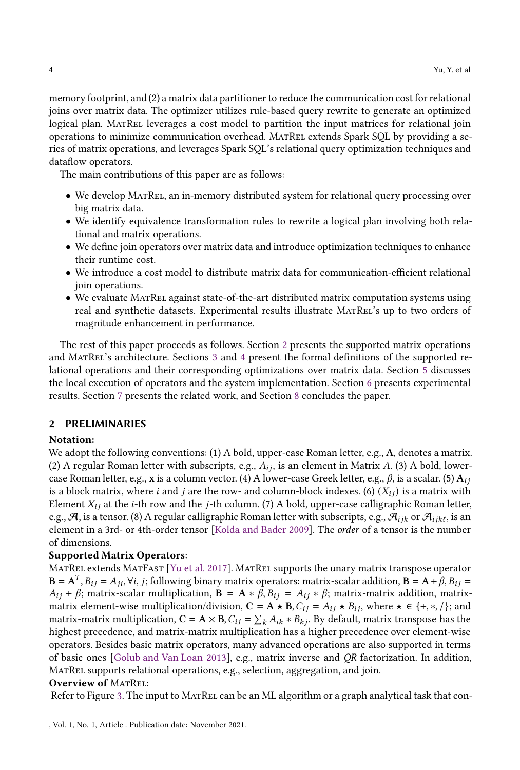memory footprint, and (2) a matrix data partitioner to reduce the communication cost for relational joins over matrix data. The optimizer utilizes rule-based query rewrite to generate an optimized logical plan. MatRel leverages a cost model to partition the input matrices for relational join operations to minimize communication overhead. MatRel extends Spark SQL by providing a series of matrix operations, and leverages Spark SQL's relational query optimization techniques and dataflow operators.

The main contributions of this paper are as follows:

- We develop MatRel, an in-memory distributed system for relational query processing over big matrix data.
- We identify equivalence transformation rules to rewrite a logical plan involving both relational and matrix operations.
- We define join operators over matrix data and introduce optimization techniques to enhance their runtime cost.
- We introduce a cost model to distribute matrix data for communication-efficient relational join operations.
- We evaluate MatRel against state-of-the-art distributed matrix computation systems using real and synthetic datasets. Experimental results illustrate MatRel's up to two orders of magnitude enhancement in performance.

The rest of this paper proceeds as follows. Section 2 presents the supported matrix operations and MatRel's architecture. Sections 3 and 4 present the formal definitions of the supported relational operations and their corresponding optimizations over matrix data. Section 5 discusses the local execution of operators and the system implementation. Section 6 presents experimental results. Section 7 presents the related work, and Section 8 concludes the paper.

## 2 PRELIMINARIES

**Notation:**
We adopt the following conventions: (1) A bold, upper-case Roman letter, e.g., $\mathbf{A}$, denotes a matrix. (2) A regular Roman letter with subscripts, e.g., $A_{ij}$, is an element in Matrix $A$. (3) A bold, lower-case Roman letter, e.g., $\mathbf{x}$ is a column vector. (4) A lower-case Greek letter, e.g., $\beta$, is a scalar. (5) $\mathbf{A}_{ij}$ is a block matrix, where $i$ and $j$ are the row- and column-block indexes. (6) $(X_{ij})$ is a matrix with Element $X_{ij}$ at the $i$-th row and the $j$-th column. (7) A bold, upper-case calligraphic Roman letter, e.g., $\boldsymbol{\mathcal{A}}$, is a tensor. (8) A regular calligraphic Roman letter with subscripts, e.g., $\mathcal{A}_{ijk}$ or $\mathcal{A}_{ijk\ell}$, is an element in a 3rd- or 4th-order tensor [Kolda and Bader 2009]. The *order* of a tensor is the number of dimensions.

**Supported Matrix Operators**:
MatRel extends MatFast [Yu et al. 2017]. MatRel supports the unary matrix transpose operator $\mathbf{B} = \mathbf{A}^T, B_{ij} = A_{ji}, \forall i, j$; following binary matrix operators: matrix-scalar addition, $\mathbf{B} = \mathbf{A} + \beta, B_{ij} = A_{ij} + \beta$; matrix-scalar multiplication, $\mathbf{B} = \mathbf{A} * \beta, B_{ij} = A_{ij} * \beta$; matrix-matrix addition, matrix-matrix element-wise multiplication/division, $\mathbf{C} = \mathbf{A} \star \mathbf{B}, C_{ij} = A_{ij} \star B_{ij}$, where $\star \in \{+, *, /\}$; and matrix-matrix multiplication, $\mathbf{C} = \mathbf{A} \times \mathbf{B}, C_{ij} = \sum_k A_{ik} * B_{kj}$. By default, matrix transpose has the highest precedence, and matrix-matrix multiplication has a higher precedence over element-wise operators. Besides basic matrix operators, many advanced operations are also supported in terms of basic ones [Golub and Van Loan 2013], e.g., matrix inverse and *QR* factorization. In addition, MatRel supports relational operations, e.g., selection, aggregation, and join.

**Overview of MatRel:**
Refer to Figure 3. The input to MatRel can be an ML algorithm or a graph analytical task that con-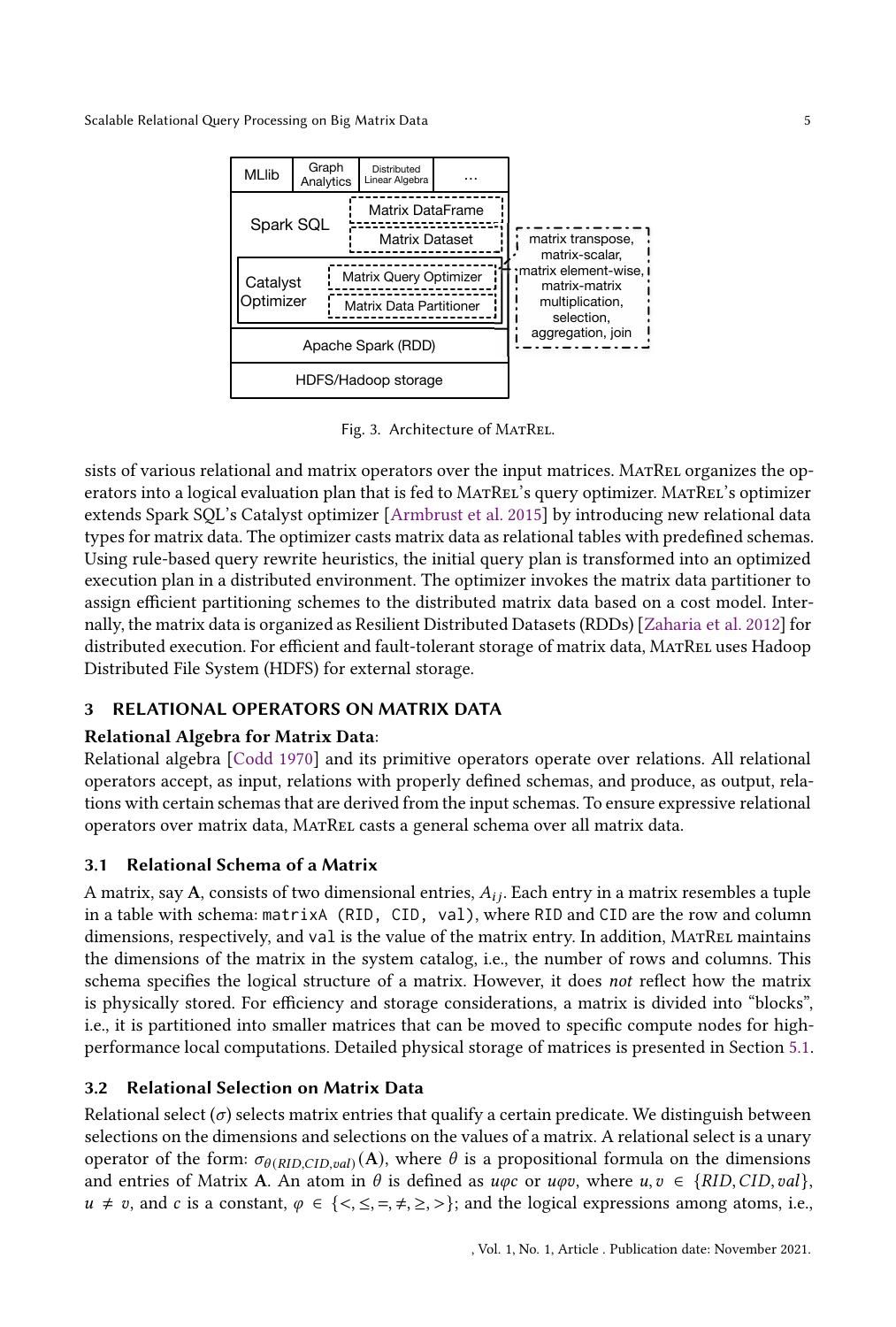Fig. 3. Architecture of MatRel.

sists of various relational and matrix operators over the input matrices. MatRel organizes the operators into a logical evaluation plan that is fed to MatRel's query optimizer. MatRel's optimizer extends Spark SQL's Catalyst optimizer [Armbrust et al. 2015] by introducing new relational data types for matrix data. The optimizer casts matrix data as relational tables with predefined schemas. Using rule-based query rewrite heuristics, the initial query plan is transformed into an optimized execution plan in a distributed environment. The optimizer invokes the matrix data partitioner to assign efficient partitioning schemes to the distributed matrix data based on a cost model. Internally, the matrix data is organized as Resilient Distributed Datasets (RDDs) [Zaharia et al. 2012] for distributed execution. For efficient and fault-tolerant storage of matrix data, MatRel uses Hadoop Distributed File System (HDFS) for external storage.

## 3 RELATIONAL OPERATORS ON MATRIX DATA

**Relational Algebra for Matrix Data**:

Relational algebra [Codd 1970] and its primitive operators operate over relations. All relational operators accept, as input, relations with properly defined schemas, and produce, as output, relations with certain schemas that are derived from the input schemas. To ensure expressive relational operators over matrix data, MatRel casts a general schema over all matrix data.

### 3.1 Relational Schema of a Matrix

A matrix, say $\mathbf{A}$, consists of two dimensional entries, $A_{ij}$. Each entry in a matrix resembles a tuple in a table with schema: `matrixA (RID, CID, val)`, where `RID` and `CID` are the row and column dimensions, respectively, and `val` is the value of the matrix entry. In addition, MatRel maintains the dimensions of the matrix in the system catalog, i.e., the number of rows and columns. This schema specifies the logical structure of a matrix. However, it does *not* reflect how the matrix is physically stored. For efficiency and storage considerations, a matrix is divided into "blocks", i.e., it is partitioned into smaller matrices that can be moved to specific compute nodes for high-performance local computations. Detailed physical storage of matrices is presented in Section 5.1.

### 3.2 Relational Selection on Matrix Data

Relational select ($\sigma$) selects matrix entries that qualify a certain predicate. We distinguish between selections on the dimensions and selections on the values of a matrix. A relational select is a unary operator of the form: $\sigma_{\theta(RID,CID,val)}(\mathbf{A})$, where $\theta$ is a propositional formula on the dimensions and entries of Matrix $\mathbf{A}$. An atom in $\theta$ is defined as $u\varphi c$ or $u\varphi v$, where $u, v \in \{RID, CID, val\}$, $u \neq v$, and $c$ is a constant, $\varphi \in \{<, \leq, =, \neq, \geq, >\}$; and the logical expressions among atoms, i.e.,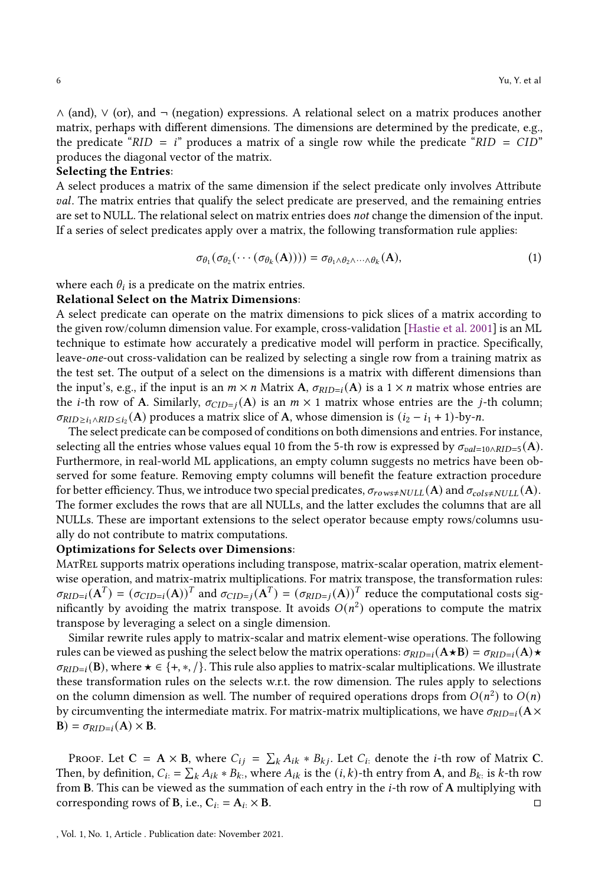∧ (and), ∨ (or), and ¬ (negation) expressions. A relational select on a matrix produces another matrix, perhaps with different dimensions. The dimensions are determined by the predicate, e.g., the predicate "$RID = i$" produces a matrix of a single row while the predicate "$RID = CID$" produces the diagonal vector of the matrix.

**Selecting the Entries**:

A select produces a matrix of the same dimension if the select predicate only involves Attribute *val*. The matrix entries that qualify the select predicate are preserved, and the remaining entries are set to NULL. The relational select on matrix entries does *not* change the dimension of the input. If a series of select predicates apply over a matrix, the following transformation rule applies:

$$\sigma_{\theta_1}(\sigma_{\theta_2}(\cdots(\sigma_{\theta_k}(\mathbf{A})))) = \sigma_{\theta_1 \wedge \theta_2 \wedge \cdots \wedge \theta_k}(\mathbf{A}), \tag{1}$$

where each $\theta_i$ is a predicate on the matrix entries.

**Relational Select on the Matrix Dimensions**:

A select predicate can operate on the matrix dimensions to pick slices of a matrix according to the given row/column dimension value. For example, cross-validation [Hastie et al. 2001] is an ML technique to estimate how accurately a predicative model will perform in practice. Specifically, leave-*one*-out cross-validation can be realized by selecting a single row from a training matrix as the test set. The output of a select on the dimensions is a matrix with different dimensions than the input's, e.g., if the input is an $m \times n$ Matrix $\mathbf{A}$, $\sigma_{RID=i}(\mathbf{A})$ is a $1 \times n$ matrix whose entries are the $i$-th row of $\mathbf{A}$. Similarly, $\sigma_{CID=j}(\mathbf{A})$ is an $m \times 1$ matrix whose entries are the $j$-th column; $\sigma_{RID \geq i_1 \wedge RID \leq i_2}(\mathbf{A})$ produces a matrix slice of $\mathbf{A}$, whose dimension is $(i_2 - i_1 + 1)$-by-$n$.

The select predicate can be composed of conditions on both dimensions and entries. For instance, selecting all the entries whose values equal 10 from the 5-th row is expressed by $\sigma_{val=10 \wedge RID=5}(\mathbf{A})$. Furthermore, in real-world ML applications, an empty column suggests no metrics have been observed for some feature. Removing empty columns will benefit the feature extraction procedure for better efficiency. Thus, we introduce two special predicates, $\sigma_{rows \neq NULL}(\mathbf{A})$ and $\sigma_{cols \neq NULL}(\mathbf{A})$. The former excludes the rows that are all NULLs, and the latter excludes the columns that are all NULLs. These are important extensions to the select operator because empty rows/columns usually do not contribute to matrix computations.

**Optimizations for Selects over Dimensions**:

MatRel supports matrix operations including transpose, matrix-scalar operation, matrix element-wise operation, and matrix-matrix multiplications. For matrix transpose, the transformation rules: $\sigma_{RID=i}(\mathbf{A}^T) = (\sigma_{CID=i}(\mathbf{A}))^T$ and $\sigma_{CID=j}(\mathbf{A}^T) = (\sigma_{RID=j}(\mathbf{A}))^T$ reduce the computational costs significantly by avoiding the matrix transpose. It avoids $O(n^2)$ operations to compute the matrix transpose by leveraging a select on a single dimension.

Similar rewrite rules apply to matrix-scalar and matrix element-wise operations. The following rules can be viewed as pushing the select below the matrix operations: $\sigma_{RID=i}(\mathbf{A} \star \mathbf{B}) = \sigma_{RID=i}(\mathbf{A}) \star \sigma_{RID=i}(\mathbf{B})$, where $\star \in \{+, *, /\}$. This rule also applies to matrix-scalar multiplications. We illustrate these transformation rules on the selects w.r.t. the row dimension. The rules apply to selections on the column dimension as well. The number of required operations drops from $O(n^2)$ to $O(n)$ by circumventing the intermediate matrix. For matrix-matrix multiplications, we have $\sigma_{RID=i}(\mathbf{A} \times \mathbf{B}) = \sigma_{RID=i}(\mathbf{A}) \times \mathbf{B}$.

Proof. Let $\mathbf{C} = \mathbf{A} \times \mathbf{B}$, where $C_{ij} = \sum_k A_{ik} * B_{kj}$. Let $C_{i:}$ denote the $i$-th row of Matrix $\mathbf{C}$. Then, by definition, $C_{i:} = \sum_k A_{ik} * B_{k:}$, where $A_{ik}$ is the $(i,k)$-th entry from $\mathbf{A}$, and $B_{k:}$ is $k$-th row from $\mathbf{B}$. This can be viewed as the summation of each entry in the $i$-th row of $\mathbf{A}$ multiplying with corresponding rows of $\mathbf{B}$, i.e., $\mathbf{C}_{i:} = \mathbf{A}_{i:} \times \mathbf{B}$. □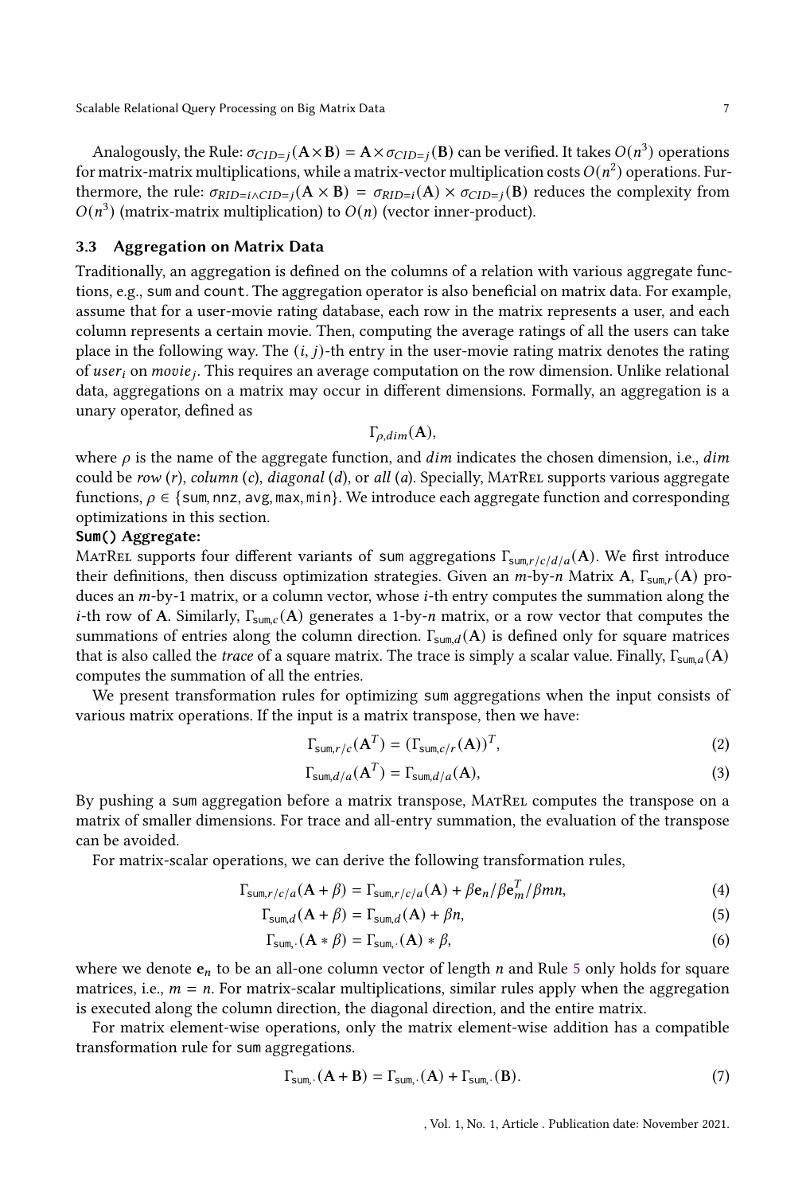Analogously, the Rule: $\sigma_{CID=j}(\mathbf{A}\times\mathbf{B}) = \mathbf{A}\times\sigma_{CID=j}(\mathbf{B})$ can be verified. It takes $O(n^3)$ operations for matrix-matrix multiplications, while a matrix-vector multiplication costs $O(n^2)$ operations. Furthermore, the rule: $\sigma_{RID=i\wedge CID=j}(\mathbf{A}\times\mathbf{B}) = \sigma_{RID=i}(\mathbf{A})\times\sigma_{CID=j}(\mathbf{B})$ reduces the complexity from $O(n^3)$ (matrix-matrix multiplication) to $O(n)$ (vector inner-product).

### 3.3 Aggregation on Matrix Data

Traditionally, an aggregation is defined on the columns of a relation with various aggregate functions, e.g., `sum` and `count`. The aggregation operator is also beneficial on matrix data. For example, assume that for a user-movie rating database, each row in the matrix represents a user, and each column represents a certain movie. Then, computing the average ratings of all the users can take place in the following way. The $(i, j)$-th entry in the user-movie rating matrix denotes the rating of $user_i$ on $movie_j$. This requires an average computation on the row dimension. Unlike relational data, aggregations on a matrix may occur in different dimensions. Formally, an aggregation is a unary operator, defined as

$$\Gamma_{\rho,dim}(\mathbf{A}),$$

where $\rho$ is the name of the aggregate function, and $dim$ indicates the chosen dimension, i.e., $dim$ could be *row* ($r$), *column* ($c$), *diagonal* ($d$), or *all* ($a$). Specially, MatRel supports various aggregate functions, $\rho \in \{\mathsf{sum}, \mathsf{nnz}, \mathsf{avg}, \mathsf{max}, \mathsf{min}\}$. We introduce each aggregate function and corresponding optimizations in this section.

**`Sum()` Aggregate:**

MatRel supports four different variants of `sum` aggregations $\Gamma_{\mathsf{sum},r/c/d/a}(\mathbf{A})$. We first introduce their definitions, then discuss optimization strategies. Given an $m$-by-$n$ Matrix $\mathbf{A}$, $\Gamma_{\mathsf{sum},r}(\mathbf{A})$ produces an $m$-by-1 matrix, or a column vector, whose $i$-th entry computes the summation along the $i$-th row of $\mathbf{A}$. Similarly, $\Gamma_{\mathsf{sum},c}(\mathbf{A})$ generates a 1-by-$n$ matrix, or a row vector that computes the summations of entries along the column direction. $\Gamma_{\mathsf{sum},d}(\mathbf{A})$ is defined only for square matrices that is also called the *trace* of a square matrix. The trace is simply a scalar value. Finally, $\Gamma_{\mathsf{sum},a}(\mathbf{A})$ computes the summation of all the entries.

We present transformation rules for optimizing `sum` aggregations when the input consists of various matrix operations. If the input is a matrix transpose, then we have:

$$\Gamma_{\mathsf{sum},r/c}(\mathbf{A}^T) = (\Gamma_{\mathsf{sum},c/r}(\mathbf{A}))^T, \tag{2}$$

$$\Gamma_{\mathsf{sum},d/a}(\mathbf{A}^T) = \Gamma_{\mathsf{sum},d/a}(\mathbf{A}), \tag{3}$$

By pushing a `sum` aggregation before a matrix transpose, MatRel computes the transpose on a matrix of smaller dimensions. For trace and all-entry summation, the evaluation of the transpose can be avoided.

For matrix-scalar operations, we can derive the following transformation rules,

$$\Gamma_{\mathsf{sum},r/c/a}(\mathbf{A}+\beta) = \Gamma_{\mathsf{sum},r/c/a}(\mathbf{A}) + \beta\mathbf{e}_n/\beta\mathbf{e}_m^T/\beta mn, \tag{4}$$

$$\Gamma_{\mathsf{sum},d}(\mathbf{A}+\beta) = \Gamma_{\mathsf{sum},d}(\mathbf{A}) + \beta n, \tag{5}$$

$$\Gamma_{\mathsf{sum},\cdot}(\mathbf{A}*\beta) = \Gamma_{\mathsf{sum},\cdot}(\mathbf{A}) * \beta, \tag{6}$$

where we denote $\mathbf{e}_n$ to be an all-one column vector of length $n$ and Rule 5 only holds for square matrices, i.e., $m = n$. For matrix-scalar multiplications, similar rules apply when the aggregation is executed along the column direction, the diagonal direction, and the entire matrix.

For matrix element-wise operations, only the matrix element-wise addition has a compatible transformation rule for `sum` aggregations.

$$\Gamma_{\mathsf{sum},\cdot}(\mathbf{A}+\mathbf{B}) = \Gamma_{\mathsf{sum},\cdot}(\mathbf{A}) + \Gamma_{\mathsf{sum},\cdot}(\mathbf{B}). \tag{7}$$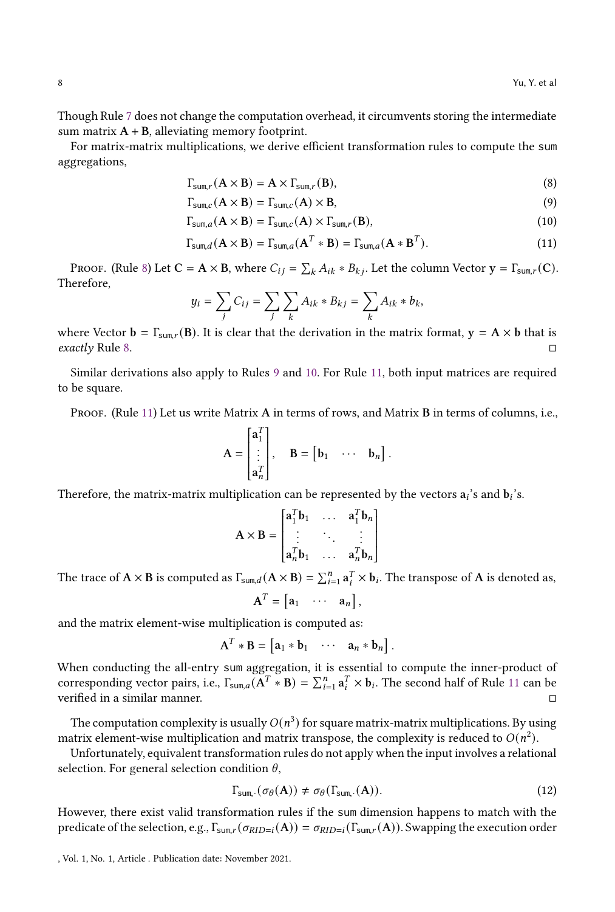Though Rule 7 does not change the computation overhead, it circumvents storing the intermediate sum matrix $\mathbf{A} + \mathbf{B}$, alleviating memory footprint.

For matrix-matrix multiplications, we derive efficient transformation rules to compute the sum aggregations,

$$\Gamma_{\mathsf{sum},r}(\mathbf{A} \times \mathbf{B}) = \mathbf{A} \times \Gamma_{\mathsf{sum},r}(\mathbf{B}), \tag{8}$$

$$\Gamma_{\mathsf{sum},c}(\mathbf{A} \times \mathbf{B}) = \Gamma_{\mathsf{sum},c}(\mathbf{A}) \times \mathbf{B}, \tag{9}$$

$$\Gamma_{\mathsf{sum},a}(\mathbf{A} \times \mathbf{B}) = \Gamma_{\mathsf{sum},c}(\mathbf{A}) \times \Gamma_{\mathsf{sum},r}(\mathbf{B}), \tag{10}$$

$$\Gamma_{\mathsf{sum},d}(\mathbf{A} \times \mathbf{B}) = \Gamma_{\mathsf{sum},a}(\mathbf{A}^T * \mathbf{B}) = \Gamma_{\mathsf{sum},a}(\mathbf{A} * \mathbf{B}^T). \tag{11}$$

Proof. (Rule 8) Let $\mathbf{C} = \mathbf{A} \times \mathbf{B}$, where $C_{ij} = \sum_k A_{ik} * B_{kj}$. Let the column Vector $\mathbf{y} = \Gamma_{\mathsf{sum},r}(\mathbf{C})$. Therefore,

$$y_i = \sum_j C_{ij} = \sum_j \sum_k A_{ik} * B_{kj} = \sum_k A_{ik} * b_k,$$

where Vector $\mathbf{b} = \Gamma_{\mathsf{sum},r}(\mathbf{B})$. It is clear that the derivation in the matrix format, $\mathbf{y} = \mathbf{A} \times \mathbf{b}$ that is *exactly* Rule 8. ◻

Similar derivations also apply to Rules 9 and 10. For Rule 11, both input matrices are required to be square.

Proof. (Rule 11) Let us write Matrix $\mathbf{A}$ in terms of rows, and Matrix $\mathbf{B}$ in terms of columns, i.e.,

$$\mathbf{A} = \begin{bmatrix} \mathbf{a}_1^T \\ \vdots \\ \mathbf{a}_n^T \end{bmatrix}, \quad \mathbf{B} = \begin{bmatrix} \mathbf{b}_1 & \cdots & \mathbf{b}_n \end{bmatrix}.$$

Therefore, the matrix-matrix multiplication can be represented by the vectors $\mathbf{a}_i$'s and $\mathbf{b}_i$'s.

$$\mathbf{A} \times \mathbf{B} = \begin{bmatrix} \mathbf{a}_1^T \mathbf{b}_1 & \dots & \mathbf{a}_1^T \mathbf{b}_n \\ \vdots & \ddots & \vdots \\ \mathbf{a}_n^T \mathbf{b}_1 & \dots & \mathbf{a}_n^T \mathbf{b}_n \end{bmatrix}$$

The trace of $\mathbf{A} \times \mathbf{B}$ is computed as $\Gamma_{\mathsf{sum},d}(\mathbf{A} \times \mathbf{B}) = \sum_{i=1}^n \mathbf{a}_i^T \times \mathbf{b}_i$. The transpose of $\mathbf{A}$ is denoted as,

$$\mathbf{A}^T = \begin{bmatrix} \mathbf{a}_1 & \cdots & \mathbf{a}_n \end{bmatrix},$$

and the matrix element-wise multiplication is computed as:

$$\mathbf{A}^T * \mathbf{B} = \begin{bmatrix} \mathbf{a}_1 * \mathbf{b}_1 & \cdots & \mathbf{a}_n * \mathbf{b}_n \end{bmatrix}.$$

When conducting the all-entry sum aggregation, it is essential to compute the inner-product of corresponding vector pairs, i.e., $\Gamma_{\mathsf{sum},a}(\mathbf{A}^T * \mathbf{B}) = \sum_{i=1}^n \mathbf{a}_i^T \times \mathbf{b}_i$. The second half of Rule 11 can be verified in a similar manner. ◻

The computation complexity is usually $O(n^3)$ for square matrix-matrix multiplications. By using matrix element-wise multiplication and matrix transpose, the complexity is reduced to $O(n^2)$.

Unfortunately, equivalent transformation rules do not apply when the input involves a relational selection. For general selection condition $\theta$,

$$\Gamma_{\mathsf{sum},\cdot}(\sigma_\theta(\mathbf{A})) \neq \sigma_\theta(\Gamma_{\mathsf{sum},\cdot}(\mathbf{A})). \tag{12}$$

However, there exist valid transformation rules if the sum dimension happens to match with the predicate of the selection, e.g., $\Gamma_{\mathsf{sum},r}(\sigma_{RID=i}(\mathbf{A})) = \sigma_{RID=i}(\Gamma_{\mathsf{sum},r}(\mathbf{A}))$. Swapping the execution order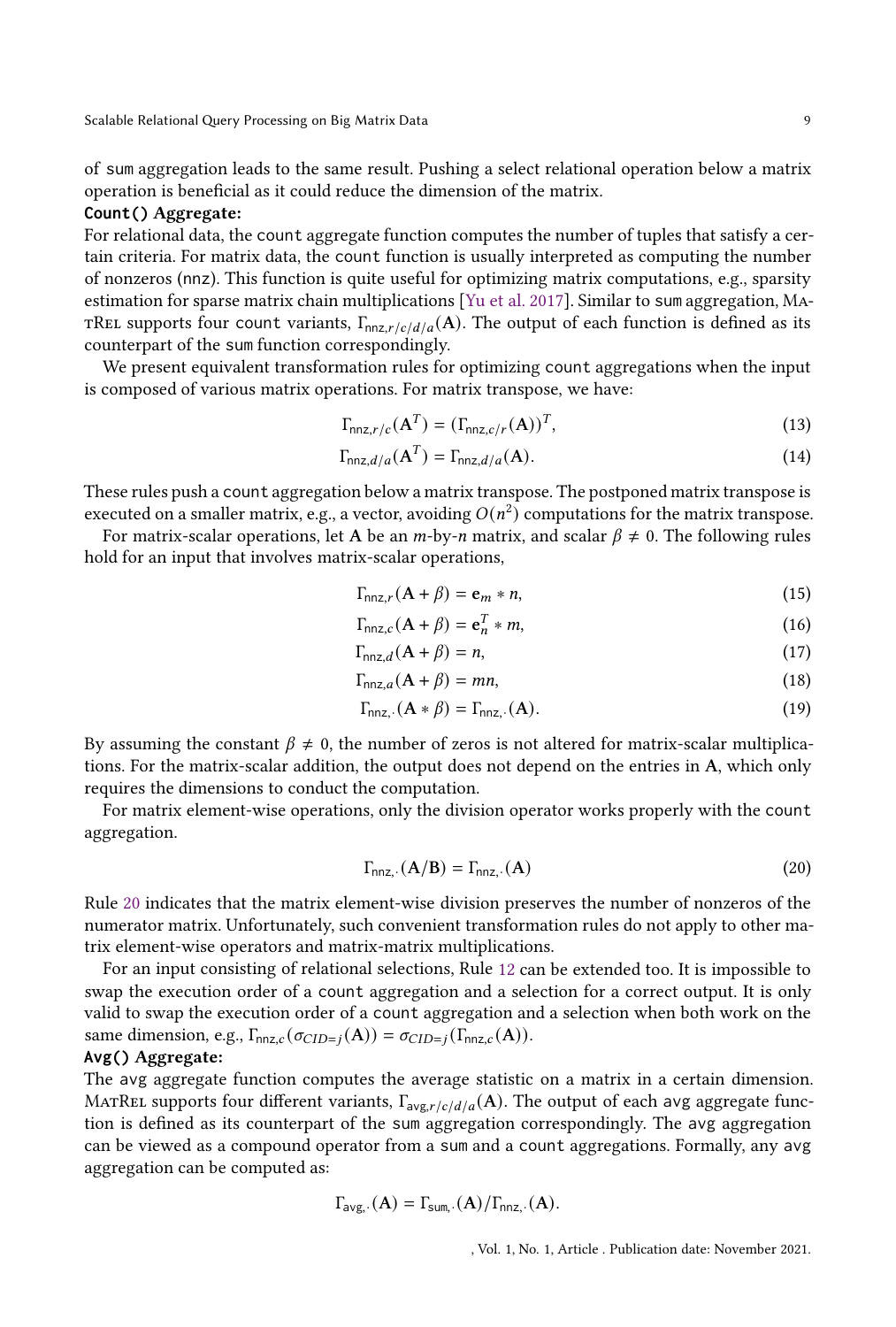of sum aggregation leads to the same result. Pushing a select relational operation below a matrix operation is beneficial as it could reduce the dimension of the matrix.

**Count() Aggregate:**

For relational data, the count aggregate function computes the number of tuples that satisfy a certain criteria. For matrix data, the count function is usually interpreted as computing the number of nonzeros (nnz). This function is quite useful for optimizing matrix computations, e.g., sparsity estimation for sparse matrix chain multiplications [Yu et al. 2017]. Similar to sum aggregation, MatRel supports four count variants, $\Gamma_{\mathsf{nnz},r/c/d/a}(\mathbf{A})$. The output of each function is defined as its counterpart of the sum function correspondingly.

We present equivalent transformation rules for optimizing count aggregations when the input is composed of various matrix operations. For matrix transpose, we have:

$$\Gamma_{\mathsf{nnz},r/c}(\mathbf{A}^T) = (\Gamma_{\mathsf{nnz},c/r}(\mathbf{A}))^T, \tag{13}$$

$$\Gamma_{\mathsf{nnz},d/a}(\mathbf{A}^T) = \Gamma_{\mathsf{nnz},d/a}(\mathbf{A}). \tag{14}$$

These rules push a count aggregation below a matrix transpose. The postponed matrix transpose is executed on a smaller matrix, e.g., a vector, avoiding $O(n^2)$ computations for the matrix transpose.

For matrix-scalar operations, let $\mathbf{A}$ be an $m$-by-$n$ matrix, and scalar $\beta \neq 0$. The following rules hold for an input that involves matrix-scalar operations,

$$\Gamma_{\mathsf{nnz},r}(\mathbf{A} + \beta) = \mathbf{e}_m * n, \tag{15}$$

$$\Gamma_{\mathsf{nnz},c}(\mathbf{A} + \beta) = \mathbf{e}_n^T * m, \tag{16}$$

$$\Gamma_{\mathsf{nnz},d}(\mathbf{A} + \beta) = n, \tag{17}$$

$$\Gamma_{\mathsf{nnz},a}(\mathbf{A} + \beta) = mn, \tag{18}$$

$$\Gamma_{\mathsf{nnz},\cdot}(\mathbf{A} * \beta) = \Gamma_{\mathsf{nnz},\cdot}(\mathbf{A}). \tag{19}$$

By assuming the constant $\beta \neq 0$, the number of zeros is not altered for matrix-scalar multiplications. For the matrix-scalar addition, the output does not depend on the entries in $\mathbf{A}$, which only requires the dimensions to conduct the computation.

For matrix element-wise operations, only the division operator works properly with the count aggregation.

$$\Gamma_{\mathsf{nnz},\cdot}(\mathbf{A}/\mathbf{B}) = \Gamma_{\mathsf{nnz},\cdot}(\mathbf{A}) \tag{20}$$

Rule 20 indicates that the matrix element-wise division preserves the number of nonzeros of the numerator matrix. Unfortunately, such convenient transformation rules do not apply to other matrix element-wise operators and matrix-matrix multiplications.

For an input consisting of relational selections, Rule 12 can be extended too. It is impossible to swap the execution order of a count aggregation and a selection for a correct output. It is only valid to swap the execution order of a count aggregation and a selection when both work on the same dimension, e.g., $\Gamma_{\mathsf{nnz},c}(\sigma_{CID=j}(\mathbf{A})) = \sigma_{CID=j}(\Gamma_{\mathsf{nnz},c}(\mathbf{A}))$.

**Avg() Aggregate:**

The avg aggregate function computes the average statistic on a matrix in a certain dimension. MatRel supports four different variants, $\Gamma_{\mathsf{avg},r/c/d/a}(\mathbf{A})$. The output of each avg aggregate function is defined as its counterpart of the sum aggregation correspondingly. The avg aggregation can be viewed as a compound operator from a sum and a count aggregations. Formally, any avg aggregation can be computed as:

$$\Gamma_{\mathsf{avg},\cdot}(\mathbf{A}) = \Gamma_{\mathsf{sum},\cdot}(\mathbf{A}) / \Gamma_{\mathsf{nnz},\cdot}(\mathbf{A}).$$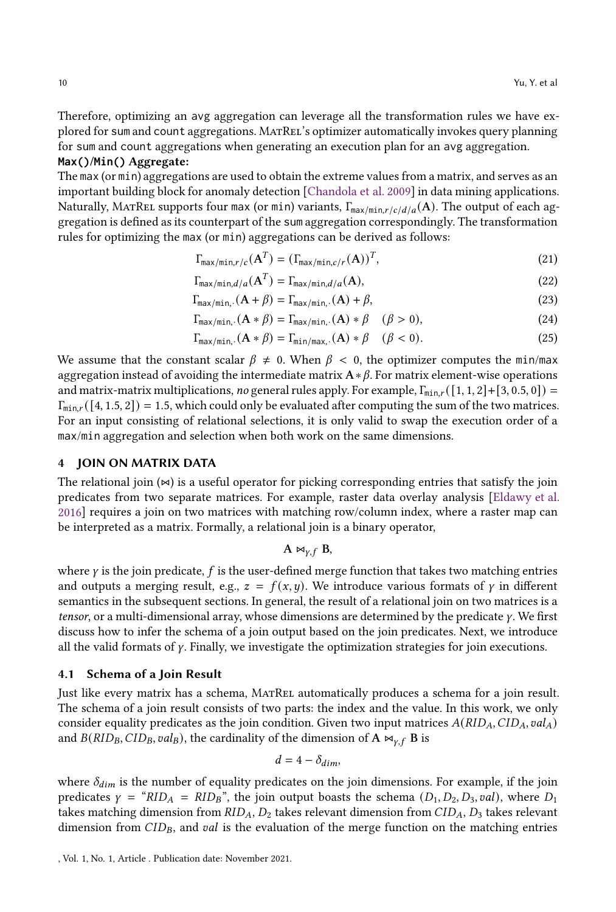Therefore, optimizing an avg aggregation can leverage all the transformation rules we have explored for sum and count aggregations. MatRel's optimizer automatically invokes query planning for sum and count aggregations when generating an execution plan for an avg aggregation.

**Max()/Min() Aggregate:**

The max (or min) aggregations are used to obtain the extreme values from a matrix, and serves as an important building block for anomaly detection [Chandola et al. 2009] in data mining applications. Naturally, MatRel supports four max (or min) variants, $\Gamma_{\mathtt{max/min},r/c/d/a}(\mathbf{A})$. The output of each aggregation is defined as its counterpart of the sum aggregation correspondingly. The transformation rules for optimizing the max (or min) aggregations can be derived as follows:

$$\Gamma_{\mathtt{max/min},r/c}(\mathbf{A}^T) = (\Gamma_{\mathtt{max/min},c/r}(\mathbf{A}))^T, \tag{21}$$

$$\Gamma_{\mathtt{max/min},d/a}(\mathbf{A}^T) = \Gamma_{\mathtt{max/min},d/a}(\mathbf{A}), \tag{22}$$

$$\Gamma_{\mathtt{max/min},\cdot}(\mathbf{A} + \beta) = \Gamma_{\mathtt{max/min},\cdot}(\mathbf{A}) + \beta, \tag{23}$$

$$\Gamma_{\mathtt{max/min},\cdot}(\mathbf{A} * \beta) = \Gamma_{\mathtt{max/min},\cdot}(\mathbf{A}) * \beta \quad (\beta > 0), \tag{24}$$

$$\Gamma_{\mathtt{max/min},\cdot}(\mathbf{A} * \beta) = \Gamma_{\mathtt{min/max},\cdot}(\mathbf{A}) * \beta \quad (\beta < 0). \tag{25}$$

We assume that the constant scalar $\beta \neq 0$. When $\beta < 0$, the optimizer computes the min/max aggregation instead of avoiding the intermediate matrix $\mathbf{A} * \beta$. For matrix element-wise operations and matrix-matrix multiplications, *no* general rules apply. For example, $\Gamma_{\mathtt{min},r}([1, 1, 2] + [3, 0.5, 0]) = \Gamma_{\mathtt{min},r}([4, 1.5, 2]) = 1.5$, which could only be evaluated after computing the sum of the two matrices. For an input consisting of relational selections, it is only valid to swap the execution order of a max/min aggregation and selection when both work on the same dimensions.

## 4 JOIN ON MATRIX DATA

The relational join ($\bowtie$) is a useful operator for picking corresponding entries that satisfy the join predicates from two separate matrices. For example, raster data overlay analysis [Eldawy et al. 2016] requires a join on two matrices with matching row/column index, where a raster map can be interpreted as a matrix. Formally, a relational join is a binary operator,

$$\mathbf{A} \bowtie_{\gamma,f} \mathbf{B},$$

where $\gamma$ is the join predicate, $f$ is the user-defined merge function that takes two matching entries and outputs a merging result, e.g., $z = f(x, y)$. We introduce various formats of $\gamma$ in different semantics in the subsequent sections. In general, the result of a relational join on two matrices is a *tensor*, or a multi-dimensional array, whose dimensions are determined by the predicate $\gamma$. We first discuss how to infer the schema of a join output based on the join predicates. Next, we introduce all the valid formats of $\gamma$. Finally, we investigate the optimization strategies for join executions.

### 4.1 Schema of a Join Result

Just like every matrix has a schema, MatRel automatically produces a schema for a join result. The schema of a join result consists of two parts: the index and the value. In this work, we only consider equality predicates as the join condition. Given two input matrices $A(RID_A, CID_A, val_A)$ and $B(RID_B, CID_B, val_B)$, the cardinality of the dimension of $\mathbf{A} \bowtie_{\gamma,f} \mathbf{B}$ is

$$d = 4 - \delta_{dim},$$

where $\delta_{dim}$ is the number of equality predicates on the join dimensions. For example, if the join predicates $\gamma$ = "$RID_A = RID_B$", the join output boasts the schema $(D_1, D_2, D_3, val)$, where $D_1$ takes matching dimension from $RID_A$, $D_2$ takes relevant dimension from $CID_A$, $D_3$ takes relevant dimension from $CID_B$, and $val$ is the evaluation of the merge function on the matching entries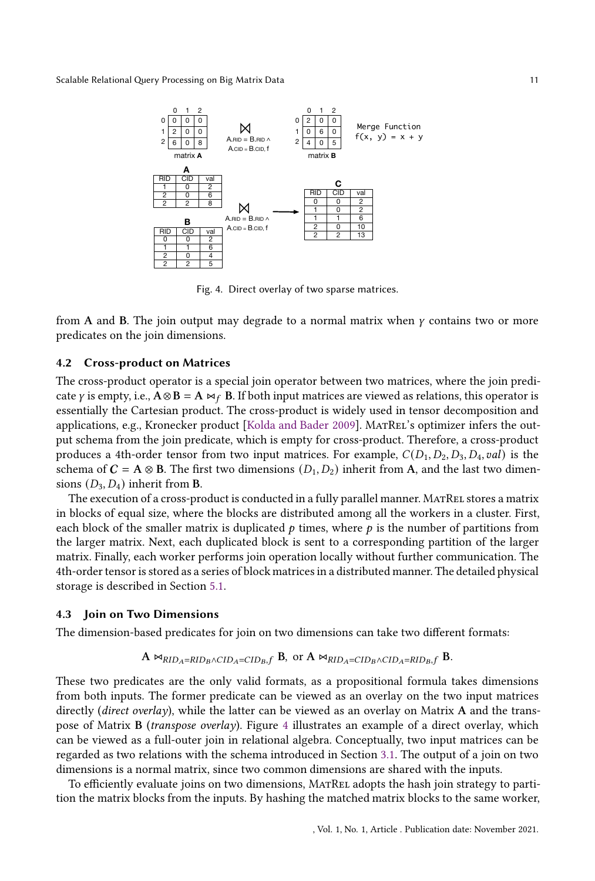Fig. 4. Direct overlay of two sparse matrices.

from **A** and **B**. The join output may degrade to a normal matrix when $\gamma$ contains two or more predicates on the join dimensions.

### 4.2 Cross-product on Matrices

The cross-product operator is a special join operator between two matrices, where the join predicate $\gamma$ is empty, i.e., $\mathbf{A} \otimes \mathbf{B} = \mathbf{A} \bowtie_f \mathbf{B}$. If both input matrices are viewed as relations, this operator is essentially the Cartesian product. The cross-product is widely used in tensor decomposition and applications, e.g., Kronecker product [Kolda and Bader 2009]. MatRel's optimizer infers the output schema from the join predicate, which is empty for cross-product. Therefore, a cross-product produces a 4th-order tensor from two input matrices. For example, $C(D_1, D_2, D_3, D_4, val)$ is the schema of $\boldsymbol{C} = \mathbf{A} \otimes \mathbf{B}$. The first two dimensions $(D_1, D_2)$ inherit from **A**, and the last two dimensions $(D_3, D_4)$ inherit from **B**.

The execution of a cross-product is conducted in a fully parallel manner. MatRel stores a matrix in blocks of equal size, where the blocks are distributed among all the workers in a cluster. First, each block of the smaller matrix is duplicated $p$ times, where $p$ is the number of partitions from the larger matrix. Next, each duplicated block is sent to a corresponding partition of the larger matrix. Finally, each worker performs join operation locally without further communication. The 4th-order tensor is stored as a series of block matrices in a distributed manner. The detailed physical storage is described in Section 5.1.

### 4.3 Join on Two Dimensions

The dimension-based predicates for join on two dimensions can take two different formats:

$$\mathbf{A} \bowtie_{RID_A = RID_B \wedge CID_A = CID_B, f} \mathbf{B}, \text{ or } \mathbf{A} \bowtie_{RID_A = CID_B \wedge CID_A = RID_B, f} \mathbf{B}.$$

These two predicates are the only valid formats, as a propositional formula takes dimensions from both inputs. The former predicate can be viewed as an overlay on the two input matrices directly (*direct overlay*), while the latter can be viewed as an overlay on Matrix **A** and the transpose of Matrix **B** (*transpose overlay*). Figure 4 illustrates an example of a direct overlay, which can be viewed as a full-outer join in relational algebra. Conceptually, two input matrices can be regarded as two relations with the schema introduced in Section 3.1. The output of a join on two dimensions is a normal matrix, since two common dimensions are shared with the inputs.

To efficiently evaluate joins on two dimensions, MatRel adopts the hash join strategy to partition the matrix blocks from the inputs. By hashing the matched matrix blocks to the same worker,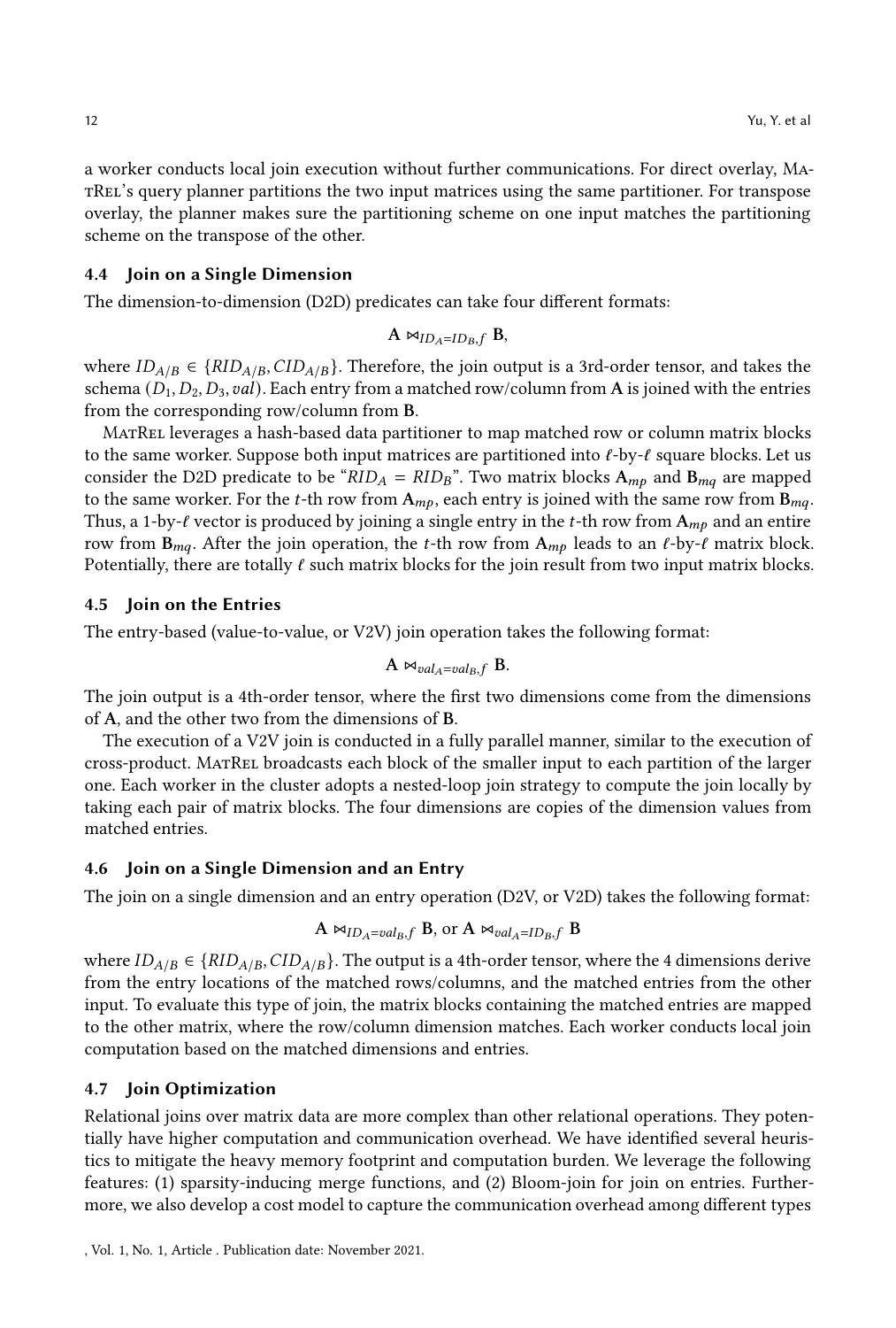a worker conducts local join execution without further communications. For direct overlay, MatRel's query planner partitions the two input matrices using the same partitioner. For transpose overlay, the planner makes sure the partitioning scheme on one input matches the partitioning scheme on the transpose of the other.

### 4.4 Join on a Single Dimension

The dimension-to-dimension (D2D) predicates can take four different formats:

$$\mathbf{A} \bowtie_{ID_A = ID_B, f} \mathbf{B},$$

where $ID_{A/B} \in \{RID_{A/B}, CID_{A/B}\}$. Therefore, the join output is a 3rd-order tensor, and takes the schema $(D_1, D_2, D_3, val)$. Each entry from a matched row/column from $\mathbf{A}$ is joined with the entries from the corresponding row/column from $\mathbf{B}$.

MatRel leverages a hash-based data partitioner to map matched row or column matrix blocks to the same worker. Suppose both input matrices are partitioned into $\ell$-by-$\ell$ square blocks. Let us consider the D2D predicate to be "$RID_A = RID_B$". Two matrix blocks $\mathbf{A}_{mp}$ and $\mathbf{B}_{mq}$ are mapped to the same worker. For the $t$-th row from $\mathbf{A}_{mp}$, each entry is joined with the same row from $\mathbf{B}_{mq}$. Thus, a 1-by-$\ell$ vector is produced by joining a single entry in the $t$-th row from $\mathbf{A}_{mp}$ and an entire row from $\mathbf{B}_{mq}$. After the join operation, the $t$-th row from $\mathbf{A}_{mp}$ leads to an $\ell$-by-$\ell$ matrix block. Potentially, there are totally $\ell$ such matrix blocks for the join result from two input matrix blocks.

### 4.5 Join on the Entries

The entry-based (value-to-value, or V2V) join operation takes the following format:

$$\mathbf{A} \bowtie_{val_A = val_B, f} \mathbf{B}.$$

The join output is a 4th-order tensor, where the first two dimensions come from the dimensions of $\mathbf{A}$, and the other two from the dimensions of $\mathbf{B}$.

The execution of a V2V join is conducted in a fully parallel manner, similar to the execution of cross-product. MatRel broadcasts each block of the smaller input to each partition of the larger one. Each worker in the cluster adopts a nested-loop join strategy to compute the join locally by taking each pair of matrix blocks. The four dimensions are copies of the dimension values from matched entries.

### 4.6 Join on a Single Dimension and an Entry

The join on a single dimension and an entry operation (D2V, or V2D) takes the following format:

$$\mathbf{A} \bowtie_{ID_A = val_B, f} \mathbf{B}, \text{ or } \mathbf{A} \bowtie_{val_A = ID_B, f} \mathbf{B}$$

where $ID_{A/B} \in \{RID_{A/B}, CID_{A/B}\}$. The output is a 4th-order tensor, where the 4 dimensions derive from the entry locations of the matched rows/columns, and the matched entries from the other input. To evaluate this type of join, the matrix blocks containing the matched entries are mapped to the other matrix, where the row/column dimension matches. Each worker conducts local join computation based on the matched dimensions and entries.

### 4.7 Join Optimization

Relational joins over matrix data are more complex than other relational operations. They potentially have higher computation and communication overhead. We have identified several heuristics to mitigate the heavy memory footprint and computation burden. We leverage the following features: (1) sparsity-inducing merge functions, and (2) Bloom-join for join on entries. Furthermore, we also develop a cost model to capture the communication overhead among different types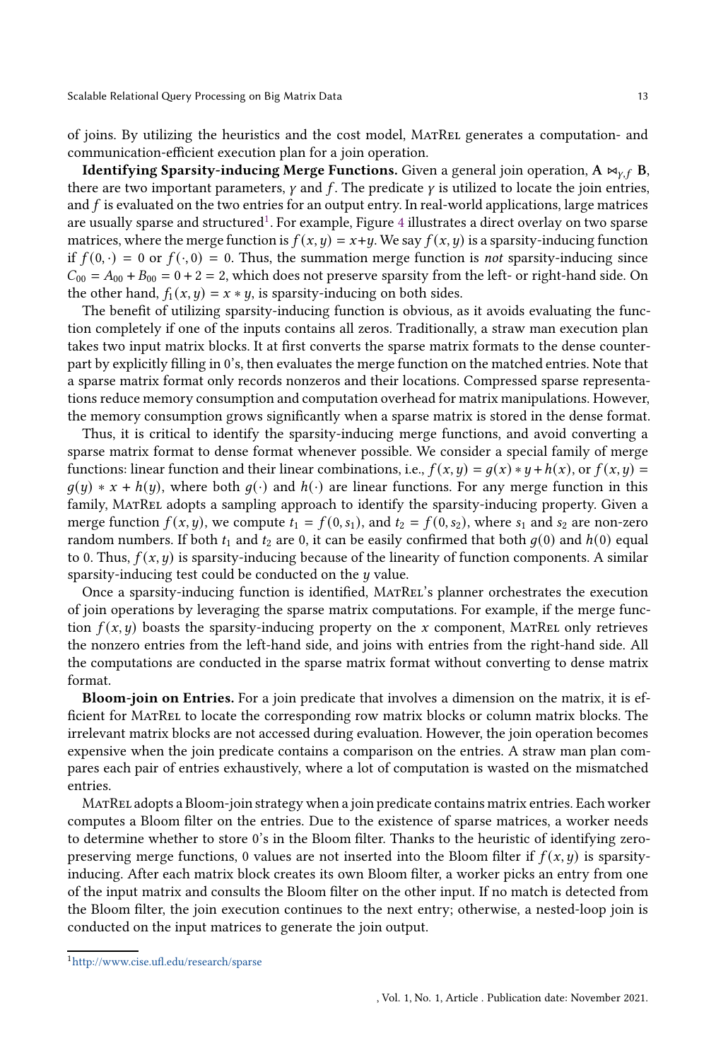of joins. By utilizing the heuristics and the cost model, MatRel generates a computation- and communication-efficient execution plan for a join operation.

**Identifying Sparsity-inducing Merge Functions.** Given a general join operation, $\mathbf{A} \bowtie_{\gamma,f} \mathbf{B}$, there are two important parameters, $\gamma$ and $f$. The predicate $\gamma$ is utilized to locate the join entries, and $f$ is evaluated on the two entries for an output entry. In real-world applications, large matrices are usually sparse and structured[1]. For example, Figure 4 illustrates a direct overlay on two sparse matrices, where the merge function is $f(x, y) = x+y$. We say $f(x, y)$ is a sparsity-inducing function if $f(0, \cdot) = 0$ or $f(\cdot, 0) = 0$. Thus, the summation merge function is *not* sparsity-inducing since $C_{00} = A_{00} + B_{00} = 0 + 2 = 2$, which does not preserve sparsity from the left- or right-hand side. On the other hand, $f_1(x, y) = x * y$, is sparsity-inducing on both sides.

The benefit of utilizing sparsity-inducing function is obvious, as it avoids evaluating the function completely if one of the inputs contains all zeros. Traditionally, a straw man execution plan takes two input matrix blocks. It at first converts the sparse matrix formats to the dense counterpart by explicitly filling in 0's, then evaluates the merge function on the matched entries. Note that a sparse matrix format only records nonzeros and their locations. Compressed sparse representations reduce memory consumption and computation overhead for matrix manipulations. However, the memory consumption grows significantly when a sparse matrix is stored in the dense format.

Thus, it is critical to identify the sparsity-inducing merge functions, and avoid converting a sparse matrix format to dense format whenever possible. We consider a special family of merge functions: linear function and their linear combinations, i.e., $f(x, y) = g(x) * y + h(x)$, or $f(x, y) = g(y) * x + h(y)$, where both $g(\cdot)$ and $h(\cdot)$ are linear functions. For any merge function in this family, MatRel adopts a sampling approach to identify the sparsity-inducing property. Given a merge function $f(x, y)$, we compute $t_1 = f(0, s_1)$, and $t_2 = f(0, s_2)$, where $s_1$ and $s_2$ are non-zero random numbers. If both $t_1$ and $t_2$ are 0, it can be easily confirmed that both $g(0)$ and $h(0)$ equal to 0. Thus, $f(x, y)$ is sparsity-inducing because of the linearity of function components. A similar sparsity-inducing test could be conducted on the $y$ value.

Once a sparsity-inducing function is identified, MatRel's planner orchestrates the execution of join operations by leveraging the sparse matrix computations. For example, if the merge function $f(x, y)$ boasts the sparsity-inducing property on the $x$ component, MatRel only retrieves the nonzero entries from the left-hand side, and joins with entries from the right-hand side. All the computations are conducted in the sparse matrix format without converting to dense matrix format.

**Bloom-join on Entries.** For a join predicate that involves a dimension on the matrix, it is efficient for MatRel to locate the corresponding row matrix blocks or column matrix blocks. The irrelevant matrix blocks are not accessed during evaluation. However, the join operation becomes expensive when the join predicate contains a comparison on the entries. A straw man plan compares each pair of entries exhaustively, where a lot of computation is wasted on the mismatched entries.

MatRel adopts a Bloom-join strategy when a join predicate contains matrix entries. Each worker computes a Bloom filter on the entries. Due to the existence of sparse matrices, a worker needs to determine whether to store 0's in the Bloom filter. Thanks to the heuristic of identifying zero-preserving merge functions, 0 values are not inserted into the Bloom filter if $f(x, y)$ is sparsity-inducing. After each matrix block creates its own Bloom filter, a worker picks an entry from one of the input matrix and consults the Bloom filter on the other input. If no match is detected from the Bloom filter, the join execution continues to the next entry; otherwise, a nested-loop join is conducted on the input matrices to generate the join output.

---

[1] http://www.cise.ufl.edu/research/sparse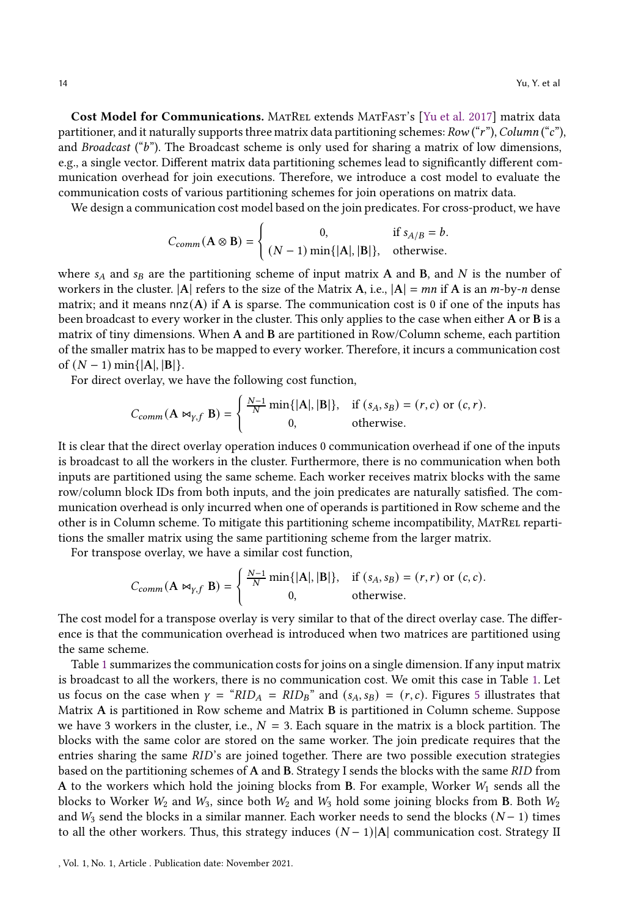**Cost Model for Communications.** MatRel extends MatFast's [Yu et al. 2017] matrix data partitioner, and it naturally supports three matrix data partitioning schemes: *Row* ("*r*"), *Column* ("*c*"), and *Broadcast* ("*b*"). The Broadcast scheme is only used for sharing a matrix of low dimensions, e.g., a single vector. Different matrix data partitioning schemes lead to significantly different communication overhead for join executions. Therefore, we introduce a cost model to evaluate the communication costs of various partitioning schemes for join operations on matrix data.

We design a communication cost model based on the join predicates. For cross-product, we have

$$C_{comm}(\mathbf{A} \otimes \mathbf{B}) = \begin{cases} 0, & \text{if } s_{A/B} = b. \\ (N-1)\min\{|\mathbf{A}|, |\mathbf{B}|\}, & \text{otherwise.} \end{cases}$$

where $s_A$ and $s_B$ are the partitioning scheme of input matrix **A** and **B**, and $N$ is the number of workers in the cluster. $|\mathbf{A}|$ refers to the size of the Matrix **A**, i.e., $|\mathbf{A}| = mn$ if **A** is an $m$-by-$n$ dense matrix; and it means $\mathsf{nnz}(\mathbf{A})$ if **A** is sparse. The communication cost is 0 if one of the inputs has been broadcast to every worker in the cluster. This only applies to the case when either **A** or **B** is a matrix of tiny dimensions. When **A** and **B** are partitioned in Row/Column scheme, each partition of the smaller matrix has to be mapped to every worker. Therefore, it incurs a communication cost of $(N-1)\min\{|\mathbf{A}|, |\mathbf{B}|\}$.

For direct overlay, we have the following cost function,

$$C_{comm}(\mathbf{A} \bowtie_{\gamma,f} \mathbf{B}) = \begin{cases} \frac{N-1}{N}\min\{|\mathbf{A}|, |\mathbf{B}|\}, & \text{if } (s_A, s_B) = (r, c) \text{ or } (c, r). \\ 0, & \text{otherwise.} \end{cases}$$

It is clear that the direct overlay operation induces 0 communication overhead if one of the inputs is broadcast to all the workers in the cluster. Furthermore, there is no communication when both inputs are partitioned using the same scheme. Each worker receives matrix blocks with the same row/column block IDs from both inputs, and the join predicates are naturally satisfied. The communication overhead is only incurred when one of operands is partitioned in Row scheme and the other is in Column scheme. To mitigate this partitioning scheme incompatibility, MatRel repartitions the smaller matrix using the same partitioning scheme from the larger matrix.

For transpose overlay, we have a similar cost function,

$$C_{comm}(\mathbf{A} \bowtie_{\gamma,f} \mathbf{B}) = \begin{cases} \frac{N-1}{N}\min\{|\mathbf{A}|, |\mathbf{B}|\}, & \text{if } (s_A, s_B) = (r, r) \text{ or } (c, c). \\ 0, & \text{otherwise.} \end{cases}$$

The cost model for a transpose overlay is very similar to that of the direct overlay case. The difference is that the communication overhead is introduced when two matrices are partitioned using the same scheme.

Table 1 summarizes the communication costs for joins on a single dimension. If any input matrix is broadcast to all the workers, there is no communication cost. We omit this case in Table 1. Let us focus on the case when $\gamma$ = "$RID_A = RID_B$" and $(s_A, s_B) = (r, c)$. Figures 5 illustrates that Matrix **A** is partitioned in Row scheme and Matrix **B** is partitioned in Column scheme. Suppose we have 3 workers in the cluster, i.e., $N = 3$. Each square in the matrix is a block partition. The blocks with the same color are stored on the same worker. The join predicate requires that the entries sharing the same *RID*'s are joined together. There are two possible execution strategies based on the partitioning schemes of **A** and **B**. Strategy I sends the blocks with the same *RID* from **A** to the workers which hold the joining blocks from **B**. For example, Worker $W_1$ sends all the blocks to Worker $W_2$ and $W_3$, since both $W_2$ and $W_3$ hold some joining blocks from **B**. Both $W_2$ and $W_3$ send the blocks in a similar manner. Each worker needs to send the blocks $(N-1)$ times to all the other workers. Thus, this strategy induces $(N-1)|\mathbf{A}|$ communication cost. Strategy II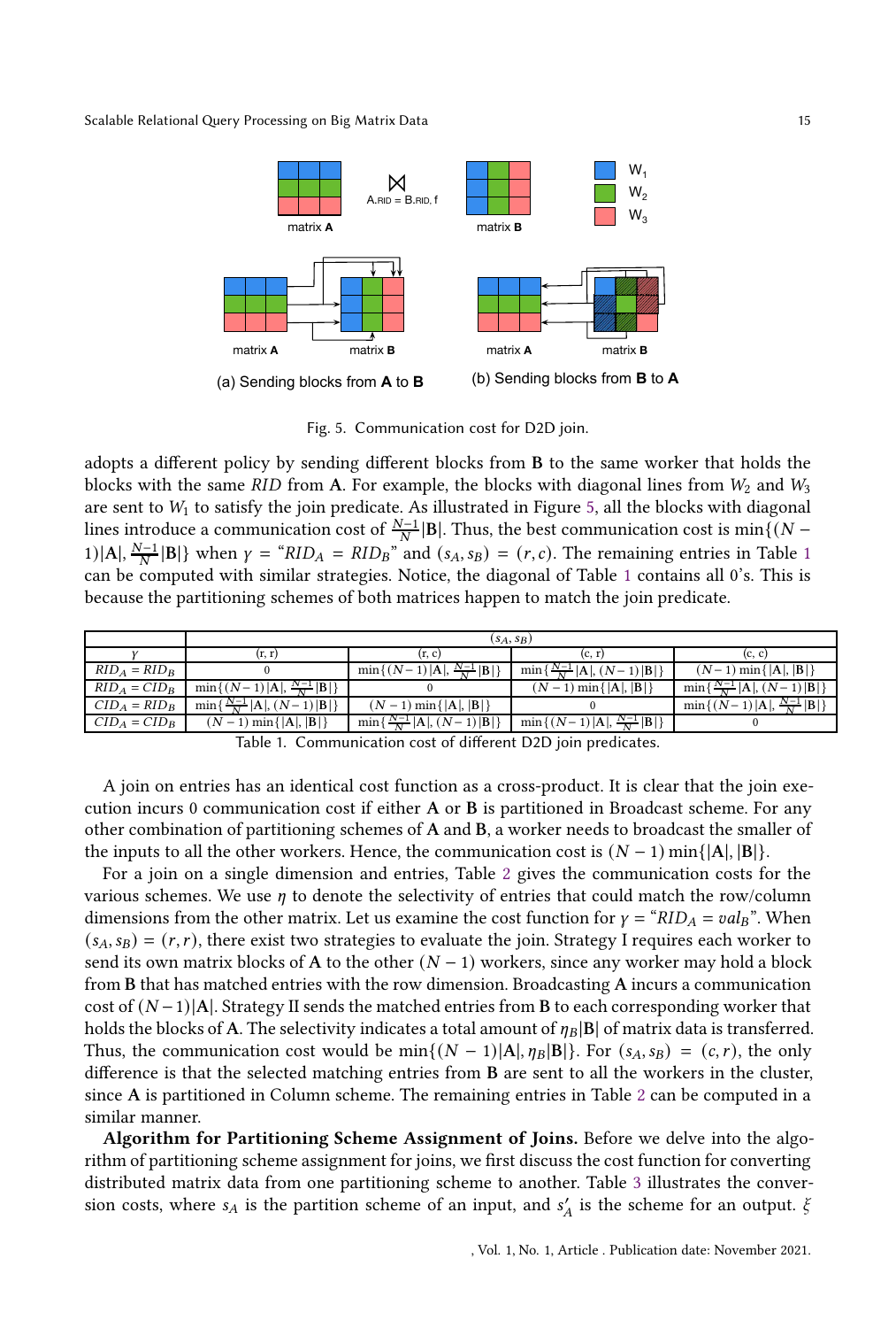Fig. 5. Communication cost for D2D join.

adopts a different policy by sending different blocks from **B** to the same worker that holds the blocks with the same *RID* from **A**. For example, the blocks with diagonal lines from $W_2$ and $W_3$ are sent to $W_1$ to satisfy the join predicate. As illustrated in Figure 5, all the blocks with diagonal lines introduce a communication cost of $\frac{N-1}{N}|\mathbf{B}|$. Thus, the best communication cost is $\min\{(N-1)|\mathbf{A}|, \frac{N-1}{N}|\mathbf{B}|\}$ when $\gamma$ = "$RID_A = RID_B$" and $(s_A, s_B) = (r, c)$. The remaining entries in Table 1 can be computed with similar strategies. Notice, the diagonal of Table 1 contains all 0's. This is because the partitioning schemes of both matrices happen to match the join predicate.

| | $(s_A, s_B)$ | | | |
|---|---|---|---|---|
| $\gamma$ | (r, r) | (r, c) | (c, r) | (c, c) |
| $RID_A = RID_B$ | 0 | $\min\{(N-1)\|\mathbf{A}\|, \frac{N-1}{N}\|\mathbf{B}\|\}$ | $\min\{\frac{N-1}{N}\|\mathbf{A}\|, (N-1)\|\mathbf{B}\|\}$ | $(N-1)\min\{\|\mathbf{A}\|, \|\mathbf{B}\|\}$ |
| $RID_A = CID_B$ | $\min\{(N-1)\|\mathbf{A}\|, \frac{N-1}{N}\|\mathbf{B}\|\}$ | 0 | $(N-1)\min\{\|\mathbf{A}\|, \|\mathbf{B}\|\}$ | $\min\{\frac{N-1}{N}\|\mathbf{A}\|, (N-1)\|\mathbf{B}\|\}$ |
| $CID_A = RID_B$ | $\min\{\frac{N-1}{N}\|\mathbf{A}\|, (N-1)\|\mathbf{B}\|\}$ | $(N-1)\min\{\|\mathbf{A}\|, \|\mathbf{B}\|\}$ | 0 | $\min\{(N-1)\|\mathbf{A}\|, \frac{N-1}{N}\|\mathbf{B}\|\}$ |
| $CID_A = CID_B$ | $(N-1)\min\{\|\mathbf{A}\|, \|\mathbf{B}\|\}$ | $\min\{\frac{N-1}{N}\|\mathbf{A}\|, (N-1)\|\mathbf{B}\|\}$ | $\min\{(N-1)\|\mathbf{A}\|, \frac{N-1}{N}\|\mathbf{B}\|\}$ | 0 |

Table 1. Communication cost of different D2D join predicates.

A join on entries has an identical cost function as a cross-product. It is clear that the join execution incurs 0 communication cost if either **A** or **B** is partitioned in Broadcast scheme. For any other combination of partitioning schemes of **A** and **B**, a worker needs to broadcast the smaller of the inputs to all the other workers. Hence, the communication cost is $(N-1)\min\{|\mathbf{A}|, |\mathbf{B}|\}$.

For a join on a single dimension and entries, Table 2 gives the communication costs for the various schemes. We use $\eta$ to denote the selectivity of entries that could match the row/column dimensions from the other matrix. Let us examine the cost function for $\gamma$ = "$RID_A = val_B$". When $(s_A, s_B) = (r, r)$, there exist two strategies to evaluate the join. Strategy I requires each worker to send its own matrix blocks of **A** to the other $(N-1)$ workers, since any worker may hold a block from **B** that has matched entries with the row dimension. Broadcasting **A** incurs a communication cost of $(N-1)|\mathbf{A}|$. Strategy II sends the matched entries from **B** to each corresponding worker that holds the blocks of **A**. The selectivity indicates a total amount of $\eta_B|\mathbf{B}|$ of matrix data is transferred. Thus, the communication cost would be $\min\{(N-1)|\mathbf{A}|, \eta_B|\mathbf{B}|\}$. For $(s_A, s_B) = (c, r)$, the only difference is that the selected matching entries from **B** are sent to all the workers in the cluster, since **A** is partitioned in Column scheme. The remaining entries in Table 2 can be computed in a similar manner.

**Algorithm for Partitioning Scheme Assignment of Joins.** Before we delve into the algorithm of partitioning scheme assignment for joins, we first discuss the cost function for converting distributed matrix data from one partitioning scheme to another. Table 3 illustrates the conversion costs, where $s_A$ is the partition scheme of an input, and $s'_A$ is the scheme for an output. $\xi$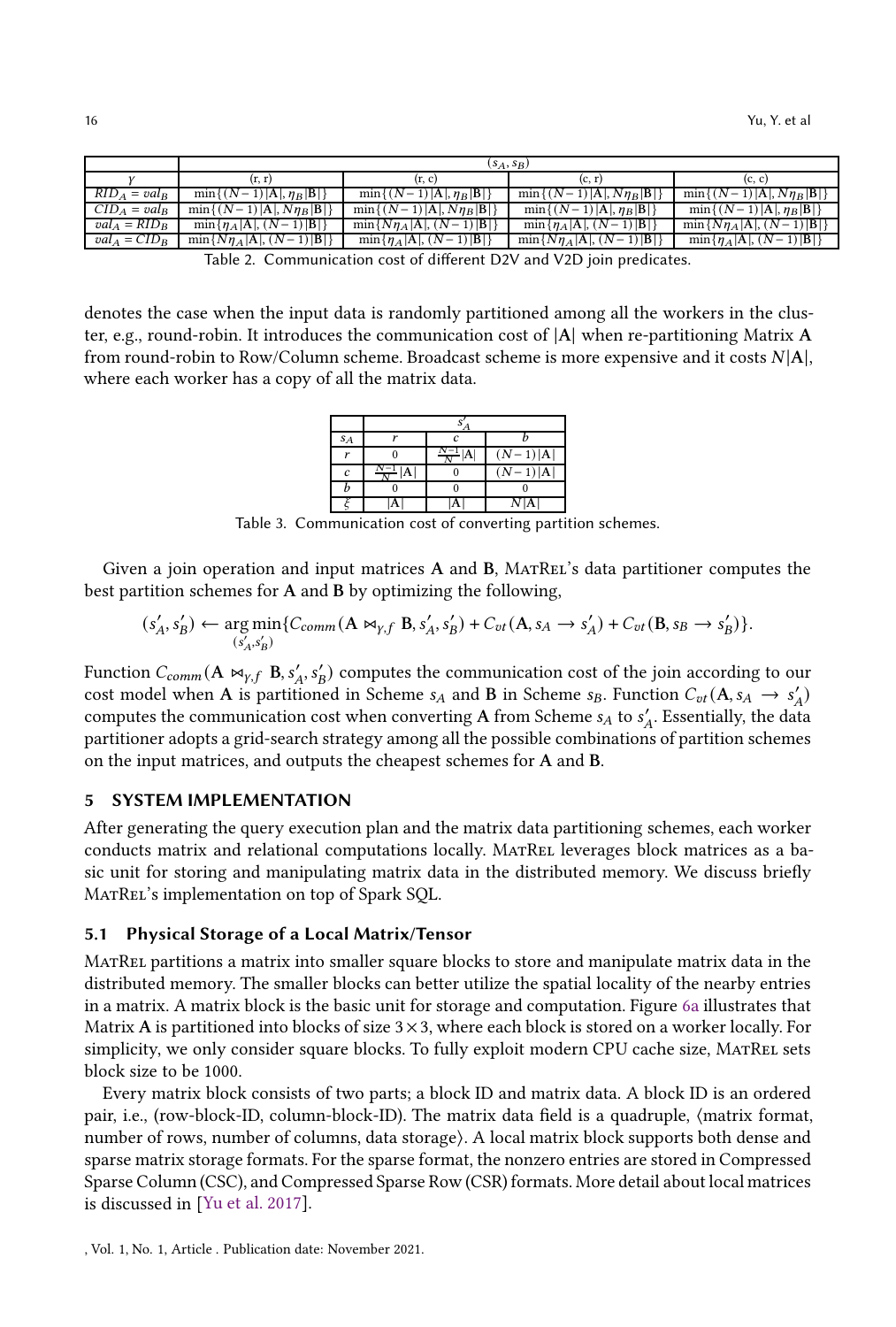| | $(s_A, s_B)$ | | | |
|---|---|---|---|---|
| $\gamma$ | (r, r) | (r, c) | (c, r) | (c, c) |
| $RID_A = val_B$ | $\min\{(N-1)\lvert\mathbf{A}\rvert, \eta_B\lvert\mathbf{B}\rvert\}$ | $\min\{(N-1)\lvert\mathbf{A}\rvert, \eta_B\lvert\mathbf{B}\rvert\}$ | $\min\{(N-1)\lvert\mathbf{A}\rvert, N\eta_B\lvert\mathbf{B}\rvert\}$ | $\min\{(N-1)\lvert\mathbf{A}\rvert, N\eta_B\lvert\mathbf{B}\rvert\}$ |
| $CID_A = val_B$ | $\min\{(N-1)\lvert\mathbf{A}\rvert, N\eta_B\lvert\mathbf{B}\rvert\}$ | $\min\{(N-1)\lvert\mathbf{A}\rvert, N\eta_B\lvert\mathbf{B}\rvert\}$ | $\min\{(N-1)\lvert\mathbf{A}\rvert, \eta_B\lvert\mathbf{B}\rvert\}$ | $\min\{(N-1)\lvert\mathbf{A}\rvert, \eta_B\lvert\mathbf{B}\rvert\}$ |
| $val_A = RID_B$ | $\min\{\eta_A\lvert\mathbf{A}\rvert, (N-1)\lvert\mathbf{B}\rvert\}$ | $\min\{N\eta_A\lvert\mathbf{A}\rvert, (N-1)\lvert\mathbf{B}\rvert\}$ | $\min\{\eta_A\lvert\mathbf{A}\rvert, (N-1)\lvert\mathbf{B}\rvert\}$ | $\min\{N\eta_A\lvert\mathbf{A}\rvert, (N-1)\lvert\mathbf{B}\rvert\}$ |
| $val_A = CID_B$ | $\min\{N\eta_A\lvert\mathbf{A}\rvert, (N-1)\lvert\mathbf{B}\rvert\}$ | $\min\{\eta_A\lvert\mathbf{A}\rvert, (N-1)\lvert\mathbf{B}\rvert\}$ | $\min\{N\eta_A\lvert\mathbf{A}\rvert, (N-1)\lvert\mathbf{B}\rvert\}$ | $\min\{\eta_A\lvert\mathbf{A}\rvert, (N-1)\lvert\mathbf{B}\rvert\}$ |

Table 2. Communication cost of different D2V and V2D join predicates.

denotes the case when the input data is randomly partitioned among all the workers in the cluster, e.g., round-robin. It introduces the communication cost of $|\mathbf{A}|$ when re-partitioning Matrix $\mathbf{A}$ from round-robin to Row/Column scheme. Broadcast scheme is more expensive and it costs $N|\mathbf{A}|$, where each worker has a copy of all the matrix data.

| | $s'_A$ | | |
|---|---|---|---|
| $s_A$ | $r$ | $c$ | $b$ |
| $r$ | 0 | $\frac{N-1}{N}\lvert\mathbf{A}\rvert$ | $(N-1)\lvert\mathbf{A}\rvert$ |
| $c$ | $\frac{N-1}{N}\lvert\mathbf{A}\rvert$ | 0 | $(N-1)\lvert\mathbf{A}\rvert$ |
| $b$ | 0 | 0 | 0 |
| $\xi$ | $\lvert\mathbf{A}\rvert$ | $\lvert\mathbf{A}\rvert$ | $N\lvert\mathbf{A}\rvert$ |

Table 3. Communication cost of converting partition schemes.

Given a join operation and input matrices $\mathbf{A}$ and $\mathbf{B}$, MatRel's data partitioner computes the best partition schemes for $\mathbf{A}$ and $\mathbf{B}$ by optimizing the following,

$$(s'_A, s'_B) \leftarrow \underset{(s'_A, s'_B)}{\arg\min}\{C_{comm}(\mathbf{A} \bowtie_{\gamma,f} \mathbf{B}, s'_A, s'_B) + C_{vt}(\mathbf{A}, s_A \rightarrow s'_A) + C_{vt}(\mathbf{B}, s_B \rightarrow s'_B)\}.$$

Function $C_{comm}(\mathbf{A} \bowtie_{\gamma,f} \mathbf{B}, s'_A, s'_B)$ computes the communication cost of the join according to our cost model when $\mathbf{A}$ is partitioned in Scheme $s_A$ and $\mathbf{B}$ in Scheme $s_B$. Function $C_{vt}(\mathbf{A}, s_A \rightarrow s'_A)$ computes the communication cost when converting $\mathbf{A}$ from Scheme $s_A$ to $s'_A$. Essentially, the data partitioner adopts a grid-search strategy among all the possible combinations of partition schemes on the input matrices, and outputs the cheapest schemes for $\mathbf{A}$ and $\mathbf{B}$.

## 5 SYSTEM IMPLEMENTATION

After generating the query execution plan and the matrix data partitioning schemes, each worker conducts matrix and relational computations locally. MatRel leverages block matrices as a basic unit for storing and manipulating matrix data in the distributed memory. We discuss briefly MatRel's implementation on top of Spark SQL.

### 5.1 Physical Storage of a Local Matrix/Tensor

MatRel partitions a matrix into smaller square blocks to store and manipulate matrix data in the distributed memory. The smaller blocks can better utilize the spatial locality of the nearby entries in a matrix. A matrix block is the basic unit for storage and computation. Figure 6a illustrates that Matrix $\mathbf{A}$ is partitioned into blocks of size $3 \times 3$, where each block is stored on a worker locally. For simplicity, we only consider square blocks. To fully exploit modern CPU cache size, MatRel sets block size to be 1000.

Every matrix block consists of two parts; a block ID and matrix data. A block ID is an ordered pair, i.e., (row-block-ID, column-block-ID). The matrix data field is a quadruple, ⟨matrix format, number of rows, number of columns, data storage⟩. A local matrix block supports both dense and sparse matrix storage formats. For the sparse format, the nonzero entries are stored in Compressed Sparse Column (CSC), and Compressed Sparse Row (CSR) formats. More detail about local matrices is discussed in [Yu et al. 2017].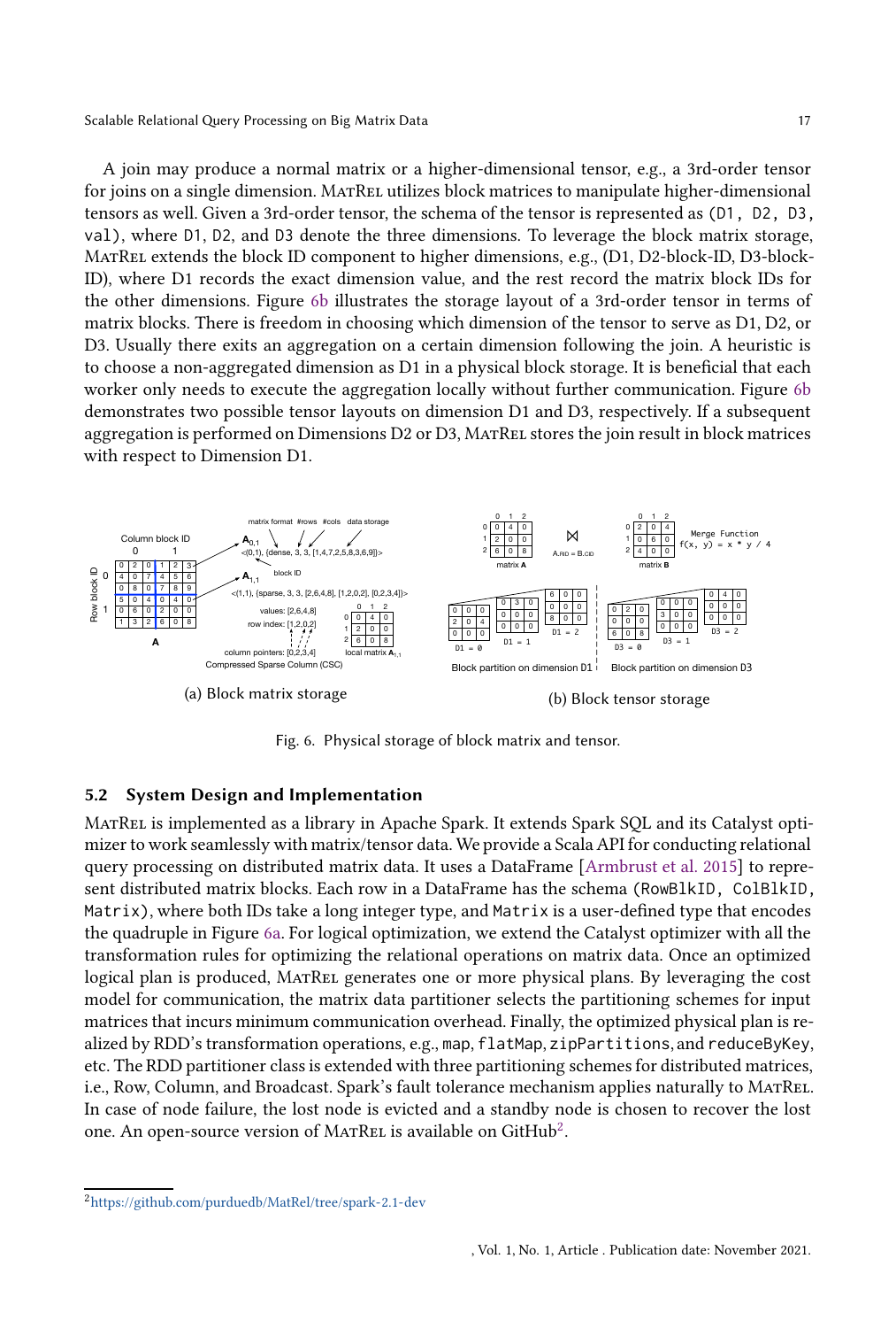A join may produce a normal matrix or a higher-dimensional tensor, e.g., a 3rd-order tensor for joins on a single dimension. MatRel utilizes block matrices to manipulate higher-dimensional tensors as well. Given a 3rd-order tensor, the schema of the tensor is represented as (D1, D2, D3, val), where D1, D2, and D3 denote the three dimensions. To leverage the block matrix storage, MatRel extends the block ID component to higher dimensions, e.g., (D1, D2-block-ID, D3-block-ID), where D1 records the exact dimension value, and the rest record the matrix block IDs for the other dimensions. Figure 6b illustrates the storage layout of a 3rd-order tensor in terms of matrix blocks. There is freedom in choosing which dimension of the tensor to serve as D1, D2, or D3. Usually there exits an aggregation on a certain dimension following the join. A heuristic is to choose a non-aggregated dimension as D1 in a physical block storage. It is beneficial that each worker only needs to execute the aggregation locally without further communication. Figure 6b demonstrates two possible tensor layouts on dimension D1 and D3, respectively. If a subsequent aggregation is performed on Dimensions D2 or D3, MatRel stores the join result in block matrices with respect to Dimension D1.

(a) Block matrix storage

(b) Block tensor storage

Fig. 6. Physical storage of block matrix and tensor.

## 5.2 System Design and Implementation

MatRel is implemented as a library in Apache Spark. It extends Spark SQL and its Catalyst optimizer to work seamlessly with matrix/tensor data. We provide a Scala API for conducting relational query processing on distributed matrix data. It uses a DataFrame [Armbrust et al. 2015] to represent distributed matrix blocks. Each row in a DataFrame has the schema (RowBlkID, ColBlkID, Matrix), where both IDs take a long integer type, and Matrix is a user-defined type that encodes the quadruple in Figure 6a. For logical optimization, we extend the Catalyst optimizer with all the transformation rules for optimizing the relational operations on matrix data. Once an optimized logical plan is produced, MatRel generates one or more physical plans. By leveraging the cost model for communication, the matrix data partitioner selects the partitioning schemes for input matrices that incurs minimum communication overhead. Finally, the optimized physical plan is realized by RDD's transformation operations, e.g., map, flatMap, zipPartitions, and reduceByKey, etc. The RDD partitioner class is extended with three partitioning schemes for distributed matrices, i.e., Row, Column, and Broadcast. Spark's fault tolerance mechanism applies naturally to MatRel. In case of node failure, the lost node is evicted and a standby node is chosen to recover the lost one. An open-source version of MatRel is available on GitHub[2].

[2]https://github.com/purduedb/MatRel/tree/spark-2.1-dev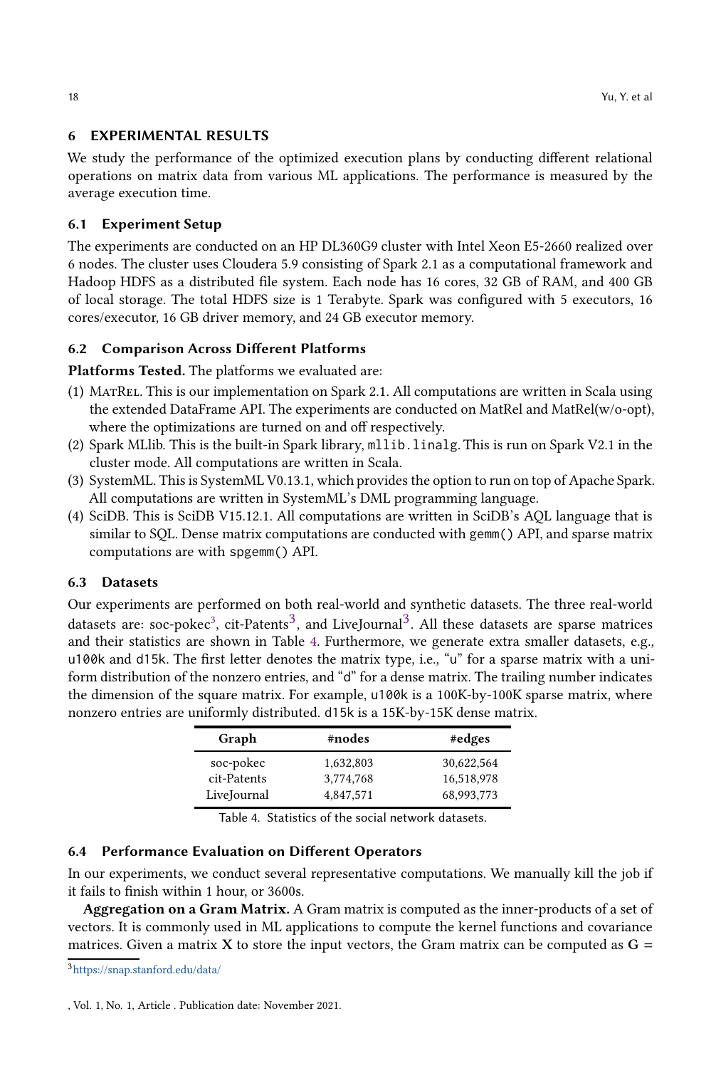## 6 EXPERIMENTAL RESULTS

We study the performance of the optimized execution plans by conducting different relational operations on matrix data from various ML applications. The performance is measured by the average execution time.

### 6.1 Experiment Setup

The experiments are conducted on an HP DL360G9 cluster with Intel Xeon E5-2660 realized over 6 nodes. The cluster uses Cloudera 5.9 consisting of Spark 2.1 as a computational framework and Hadoop HDFS as a distributed file system. Each node has 16 cores, 32 GB of RAM, and 400 GB of local storage. The total HDFS size is 1 Terabyte. Spark was configured with 5 executors, 16 cores/executor, 16 GB driver memory, and 24 GB executor memory.

### 6.2 Comparison Across Different Platforms

**Platforms Tested.** The platforms we evaluated are:

1. MatRel. This is our implementation on Spark 2.1. All computations are written in Scala using the extended DataFrame API. The experiments are conducted on MatRel and MatRel(w/o-opt), where the optimizations are turned on and off respectively.
2. Spark MLlib. This is the built-in Spark library, `mllib.linalg`. This is run on Spark V2.1 in the cluster mode. All computations are written in Scala.
3. SystemML. This is SystemML V0.13.1, which provides the option to run on top of Apache Spark. All computations are written in SystemML's DML programming language.
4. SciDB. This is SciDB V15.12.1. All computations are written in SciDB's AQL language that is similar to SQL. Dense matrix computations are conducted with `gemm()` API, and sparse matrix computations are with `spgemm()` API.

### 6.3 Datasets

Our experiments are performed on both real-world and synthetic datasets. The three real-world datasets are: soc-pokec[3], cit-Patents[3], and LiveJournal[3]. All these datasets are sparse matrices and their statistics are shown in Table 4. Furthermore, we generate extra smaller datasets, e.g., `u100k` and `d15k`. The first letter denotes the matrix type, i.e., "u" for a sparse matrix with a uniform distribution of the nonzero entries, and "d" for a dense matrix. The trailing number indicates the dimension of the square matrix. For example, `u100k` is a 100K-by-100K sparse matrix, where nonzero entries are uniformly distributed. `d15k` is a 15K-by-15K dense matrix.

| Graph | #nodes | #edges |
|---|---|---|
| soc-pokec | 1,632,803 | 30,622,564 |
| cit-Patents | 3,774,768 | 16,518,978 |
| LiveJournal | 4,847,571 | 68,993,773 |

Table 4. Statistics of the social network datasets.

### 6.4 Performance Evaluation on Different Operators

In our experiments, we conduct several representative computations. We manually kill the job if it fails to finish within 1 hour, or 3600s.

**Aggregation on a Gram Matrix.** A Gram matrix is computed as the inner-products of a set of vectors. It is commonly used in ML applications to compute the kernel functions and covariance matrices. Given a matrix $\mathbf{X}$ to store the input vectors, the Gram matrix can be computed as $\mathbf{G} =$

[3] https://snap.stanford.edu/data/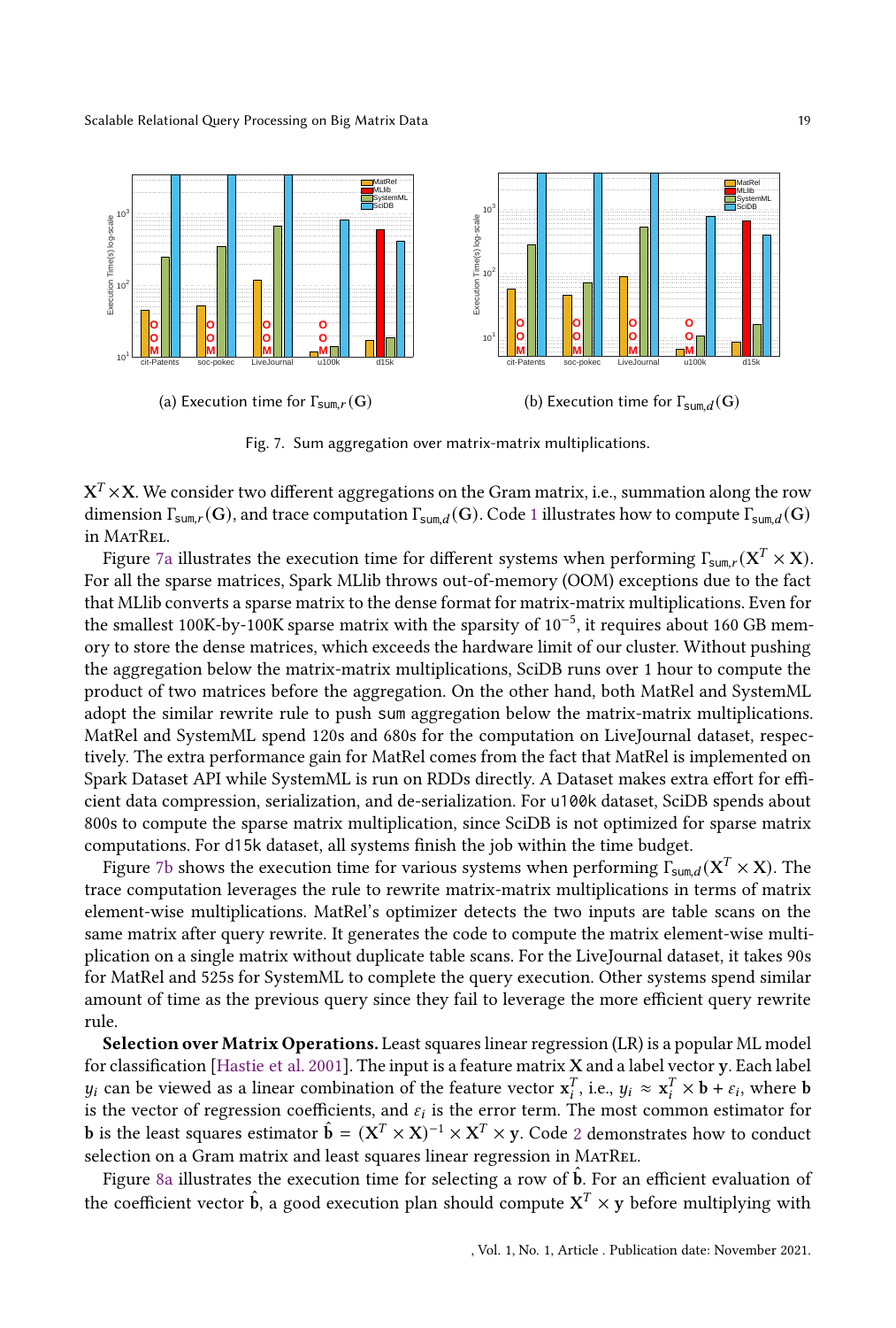(a) Execution time for $\Gamma_{\text{sum},r}(\mathbf{G})$

(b) Execution time for $\Gamma_{\text{sum},d}(\mathbf{G})$

Fig. 7. Sum aggregation over matrix-matrix multiplications.

$\mathbf{X}^T \times \mathbf{X}$. We consider two different aggregations on the Gram matrix, i.e., summation along the row dimension $\Gamma_{\text{sum},r}(\mathbf{G})$, and trace computation $\Gamma_{\text{sum},d}(\mathbf{G})$. Code 1 illustrates how to compute $\Gamma_{\text{sum},d}(\mathbf{G})$ in MatRel.

Figure 7a illustrates the execution time for different systems when performing $\Gamma_{\text{sum},r}(\mathbf{X}^T \times \mathbf{X})$. For all the sparse matrices, Spark MLlib throws out-of-memory (OOM) exceptions due to the fact that MLlib converts a sparse matrix to the dense format for matrix-matrix multiplications. Even for the smallest 100K-by-100K sparse matrix with the sparsity of $10^{-5}$, it requires about 160 GB memory to store the dense matrices, which exceeds the hardware limit of our cluster. Without pushing the aggregation below the matrix-matrix multiplications, SciDB runs over 1 hour to compute the product of two matrices before the aggregation. On the other hand, both MatRel and SystemML adopt the similar rewrite rule to push sum aggregation below the matrix-matrix multiplications. MatRel and SystemML spend 120s and 680s for the computation on LiveJournal dataset, respectively. The extra performance gain for MatRel comes from the fact that MatRel is implemented on Spark Dataset API while SystemML is run on RDDs directly. A Dataset makes extra effort for efficient data compression, serialization, and de-serialization. For `u100k` dataset, SciDB spends about 800s to compute the sparse matrix multiplication, since SciDB is not optimized for sparse matrix computations. For `d15k` dataset, all systems finish the job within the time budget.

Figure 7b shows the execution time for various systems when performing $\Gamma_{\text{sum},d}(\mathbf{X}^T \times \mathbf{X})$. The trace computation leverages the rule to rewrite matrix-matrix multiplications in terms of matrix element-wise multiplications. MatRel's optimizer detects the two inputs are table scans on the same matrix after query rewrite. It generates the code to compute the matrix element-wise multiplication on a single matrix without duplicate table scans. For the LiveJournal dataset, it takes 90s for MatRel and 525s for SystemML to complete the query execution. Other systems spend similar amount of time as the previous query since they fail to leverage the more efficient query rewrite rule.

**Selection over Matrix Operations.** Least squares linear regression (LR) is a popular ML model for classification [Hastie et al. 2001]. The input is a feature matrix $\mathbf{X}$ and a label vector $\mathbf{y}$. Each label $y_i$ can be viewed as a linear combination of the feature vector $\mathbf{x}_i^T$, i.e., $y_i \approx \mathbf{x}_i^T \times \mathbf{b} + \varepsilon_i$, where $\mathbf{b}$ is the vector of regression coefficients, and $\varepsilon_i$ is the error term. The most common estimator for $\mathbf{b}$ is the least squares estimator $\hat{\mathbf{b}} = (\mathbf{X}^T \times \mathbf{X})^{-1} \times \mathbf{X}^T \times \mathbf{y}$. Code 2 demonstrates how to conduct selection on a Gram matrix and least squares linear regression in MatRel.

Figure 8a illustrates the execution time for selecting a row of $\hat{\mathbf{b}}$. For an efficient evaluation of the coefficient vector $\hat{\mathbf{b}}$, a good execution plan should compute $\mathbf{X}^T \times \mathbf{y}$ before multiplying with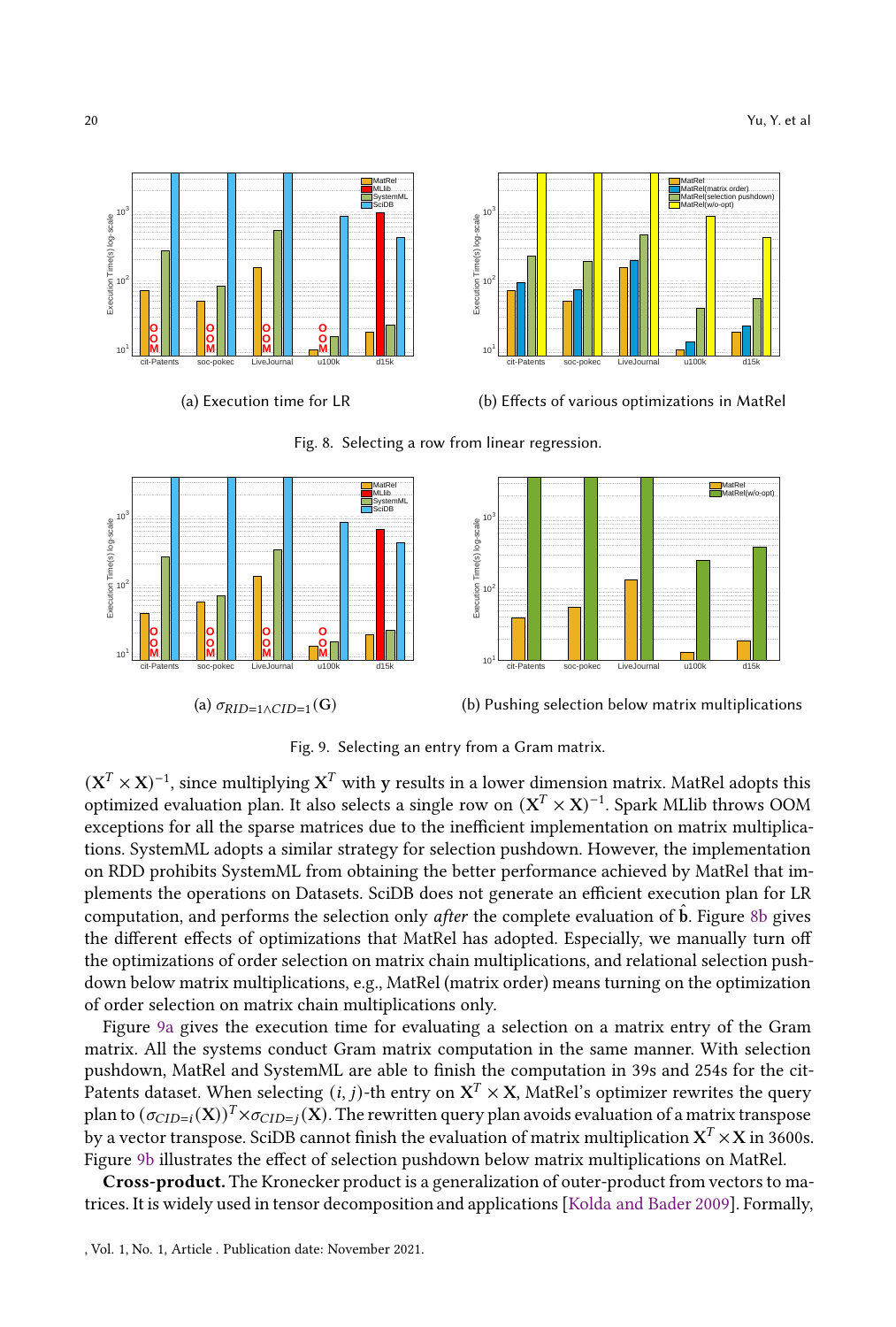(a) Execution time for LR

(b) Effects of various optimizations in MatRel

Fig. 8. Selecting a row from linear regression.

(a) $\sigma_{RID=1 \wedge CID=1}(\mathbf{G})$

(b) Pushing selection below matrix multiplications

Fig. 9. Selecting an entry from a Gram matrix.

$(\mathbf{X}^T \times \mathbf{X})^{-1}$, since multiplying $\mathbf{X}^T$ with $\mathbf{y}$ results in a lower dimension matrix. MatRel adopts this optimized evaluation plan. It also selects a single row on $(\mathbf{X}^T \times \mathbf{X})^{-1}$. Spark MLlib throws OOM exceptions for all the sparse matrices due to the inefficient implementation on matrix multiplications. SystemML adopts a similar strategy for selection pushdown. However, the implementation on RDD prohibits SystemML from obtaining the better performance achieved by MatRel that implements the operations on Datasets. SciDB does not generate an efficient execution plan for LR computation, and performs the selection only *after* the complete evaluation of $\hat{\mathbf{b}}$. Figure 8b gives the different effects of optimizations that MatRel has adopted. Especially, we manually turn off the optimizations of order selection on matrix chain multiplications, and relational selection pushdown below matrix multiplications, e.g., MatRel (matrix order) means turning on the optimization of order selection on matrix chain multiplications only.

Figure 9a gives the execution time for evaluating a selection on a matrix entry of the Gram matrix. All the systems conduct Gram matrix computation in the same manner. With selection pushdown, MatRel and SystemML are able to finish the computation in 39s and 254s for the cit-Patents dataset. When selecting $(i, j)$-th entry on $\mathbf{X}^T \times \mathbf{X}$, MatRel's optimizer rewrites the query plan to $(\sigma_{CID=i}(\mathbf{X}))^T \times \sigma_{CID=j}(\mathbf{X})$. The rewritten query plan avoids evaluation of a matrix transpose by a vector transpose. SciDB cannot finish the evaluation of matrix multiplication $\mathbf{X}^T \times \mathbf{X}$ in 3600s. Figure 9b illustrates the effect of selection pushdown below matrix multiplications on MatRel.

**Cross-product.** The Kronecker product is a generalization of outer-product from vectors to matrices. It is widely used in tensor decomposition and applications [Kolda and Bader 2009]. Formally,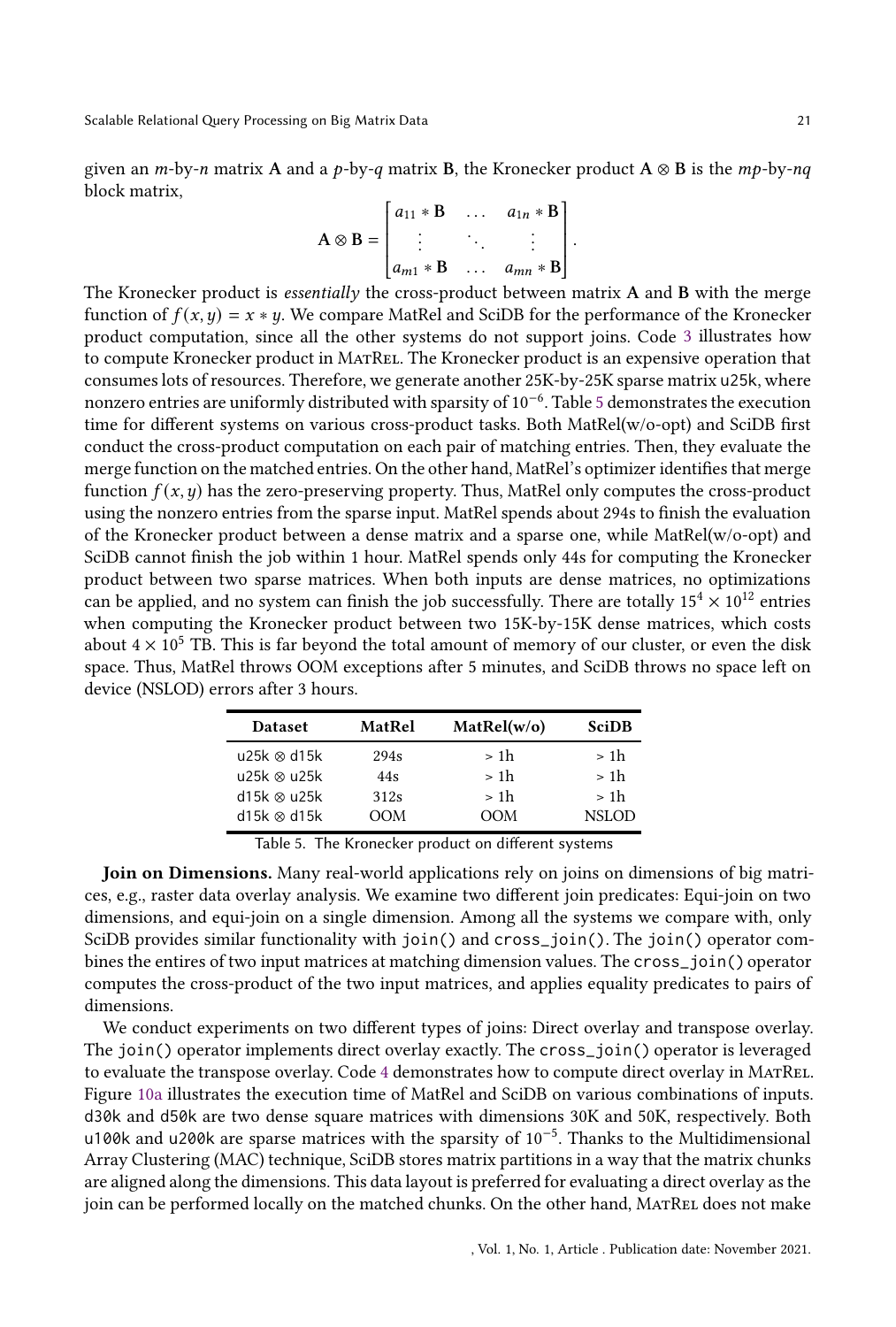given an $m$-by-$n$ matrix $\mathbf{A}$ and a $p$-by-$q$ matrix $\mathbf{B}$, the Kronecker product $\mathbf{A} \otimes \mathbf{B}$ is the $mp$-by-$nq$ block matrix,

$$\mathbf{A} \otimes \mathbf{B} = \begin{bmatrix} a_{11} * \mathbf{B} & \dots & a_{1n} * \mathbf{B} \\ \vdots & \ddots & \vdots \\ a_{m1} * \mathbf{B} & \dots & a_{mn} * \mathbf{B} \end{bmatrix}.$$

The Kronecker product is *essentially* the cross-product between matrix $\mathbf{A}$ and $\mathbf{B}$ with the merge function of $f(x, y) = x * y$. We compare MatRel and SciDB for the performance of the Kronecker product computation, since all the other systems do not support joins. Code 3 illustrates how to compute Kronecker product in MatRel. The Kronecker product is an expensive operation that consumes lots of resources. Therefore, we generate another 25K-by-25K sparse matrix u25k, where nonzero entries are uniformly distributed with sparsity of $10^{-6}$. Table 5 demonstrates the execution time for different systems on various cross-product tasks. Both MatRel(w/o-opt) and SciDB first conduct the cross-product computation on each pair of matching entries. Then, they evaluate the merge function on the matched entries. On the other hand, MatRel's optimizer identifies that merge function $f(x, y)$ has the zero-preserving property. Thus, MatRel only computes the cross-product using the nonzero entries from the sparse input. MatRel spends about 294s to finish the evaluation of the Kronecker product between a dense matrix and a sparse one, while MatRel(w/o-opt) and SciDB cannot finish the job within 1 hour. MatRel spends only 44s for computing the Kronecker product between two sparse matrices. When both inputs are dense matrices, no optimizations can be applied, and no system can finish the job successfully. There are totally $15^4 \times 10^{12}$ entries when computing the Kronecker product between two 15K-by-15K dense matrices, which costs about $4 \times 10^5$ TB. This is far beyond the total amount of memory of our cluster, or even the disk space. Thus, MatRel throws OOM exceptions after 5 minutes, and SciDB throws no space left on device (NSLOD) errors after 3 hours.

| Dataset | MatRel | MatRel(w/o) | SciDB |
|---|---|---|---|
| u25k ⊗ d15k | 294s | > 1h | > 1h |
| u25k ⊗ u25k | 44s | > 1h | > 1h |
| d15k ⊗ u25k | 312s | > 1h | > 1h |
| d15k ⊗ d15k | OOM | OOM | NSLOD |

Table 5. The Kronecker product on different systems

**Join on Dimensions.** Many real-world applications rely on joins on dimensions of big matrices, e.g., raster data overlay analysis. We examine two different join predicates: Equi-join on two dimensions, and equi-join on a single dimension. Among all the systems we compare with, only SciDB provides similar functionality with `join()` and `cross_join()`. The `join()` operator combines the entires of two input matrices at matching dimension values. The `cross_join()` operator computes the cross-product of the two input matrices, and applies equality predicates to pairs of dimensions.

We conduct experiments on two different types of joins: Direct overlay and transpose overlay. The `join()` operator implements direct overlay exactly. The `cross_join()` operator is leveraged to evaluate the transpose overlay. Code 4 demonstrates how to compute direct overlay in MatRel. Figure 10a illustrates the execution time of MatRel and SciDB on various combinations of inputs. d30k and d50k are two dense square matrices with dimensions 30K and 50K, respectively. Both u100k and u200k are sparse matrices with the sparsity of $10^{-5}$. Thanks to the Multidimensional Array Clustering (MAC) technique, SciDB stores matrix partitions in a way that the matrix chunks are aligned along the dimensions. This data layout is preferred for evaluating a direct overlay as the join can be performed locally on the matched chunks. On the other hand, MatRel does not make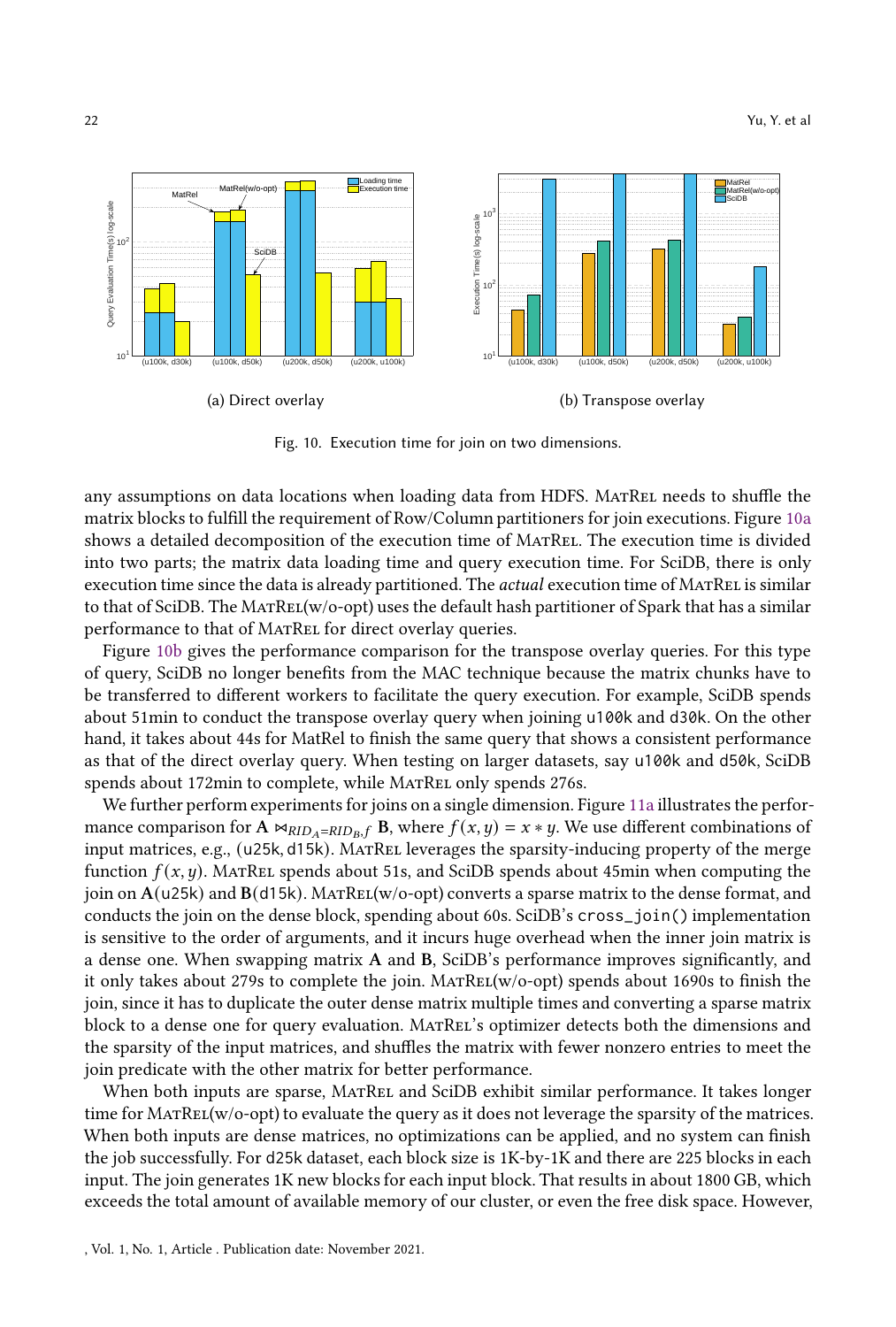(a) Direct overlay

(b) Transpose overlay

Fig. 10. Execution time for join on two dimensions.

any assumptions on data locations when loading data from HDFS. MatRel needs to shuffle the matrix blocks to fulfill the requirement of Row/Column partitioners for join executions. Figure 10a shows a detailed decomposition of the execution time of MatRel. The execution time is divided into two parts; the matrix data loading time and query execution time. For SciDB, there is only execution time since the data is already partitioned. The *actual* execution time of MatRel is similar to that of SciDB. The MatRel(w/o-opt) uses the default hash partitioner of Spark that has a similar performance to that of MatRel for direct overlay queries.

Figure 10b gives the performance comparison for the transpose overlay queries. For this type of query, SciDB no longer benefits from the MAC technique because the matrix chunks have to be transferred to different workers to facilitate the query execution. For example, SciDB spends about 51min to conduct the transpose overlay query when joining `u100k` and `d30k`. On the other hand, it takes about 44s for MatRel to finish the same query that shows a consistent performance as that of the direct overlay query. When testing on larger datasets, say `u100k` and `d50k`, SciDB spends about 172min to complete, while MatRel only spends 276s.

We further perform experiments for joins on a single dimension. Figure 11a illustrates the performance comparison for $\mathbf{A} \bowtie_{RID_A=RID_B,f} \mathbf{B}$, where $f(x,y) = x * y$. We use different combinations of input matrices, e.g., (`u25k`, `d15k`). MatRel leverages the sparsity-inducing property of the merge function $f(x,y)$. MatRel spends about 51s, and SciDB spends about 45min when computing the join on $\mathbf{A}$(`u25k`) and $\mathbf{B}$(`d15k`). MatRel(w/o-opt) converts a sparse matrix to the dense format, and conducts the join on the dense block, spending about 60s. SciDB's `cross_join()` implementation is sensitive to the order of arguments, and it incurs huge overhead when the inner join matrix is a dense one. When swapping matrix **A** and **B**, SciDB's performance improves significantly, and it only takes about 279s to complete the join. MatRel(w/o-opt) spends about 1690s to finish the join, since it has to duplicate the outer dense matrix multiple times and converting a sparse matrix block to a dense one for query evaluation. MatRel's optimizer detects both the dimensions and the sparsity of the input matrices, and shuffles the matrix with fewer nonzero entries to meet the join predicate with the other matrix for better performance.

When both inputs are sparse, MatRel and SciDB exhibit similar performance. It takes longer time for MatRel(w/o-opt) to evaluate the query as it does not leverage the sparsity of the matrices. When both inputs are dense matrices, no optimizations can be applied, and no system can finish the job successfully. For `d25k` dataset, each block size is 1K-by-1K and there are 225 blocks in each input. The join generates 1K new blocks for each input block. That results in about 1800 GB, which exceeds the total amount of available memory of our cluster, or even the free disk space. However,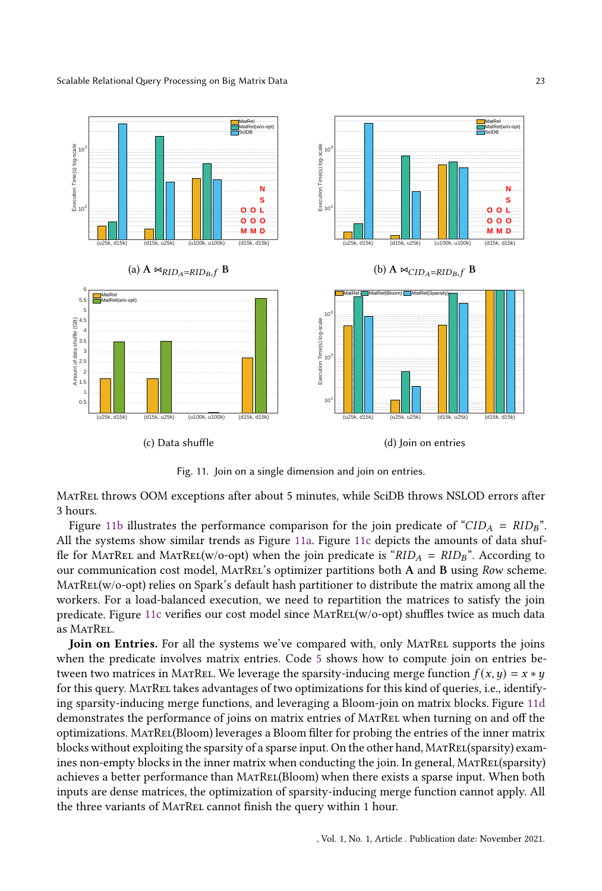(a) $\mathbf{A} \bowtie_{RID_A=RID_B,f} \mathbf{B}$

(b) $\mathbf{A} \bowtie_{CID_A=RID_B,f} \mathbf{B}$

(c) Data shuffle

(d) Join on entries

Fig. 11. Join on a single dimension and join on entries.

MatRel throws OOM exceptions after about 5 minutes, while SciDB throws NSLOD errors after 3 hours.

Figure 11b illustrates the performance comparison for the join predicate of "$CID_A = RID_B$". All the systems show similar trends as Figure 11a. Figure 11c depicts the amounts of data shuffle for MatRel and MatRel(w/o-opt) when the join predicate is "$RID_A = RID_B$". According to our communication cost model, MatRel's optimizer partitions both **A** and **B** using *Row* scheme. MatRel(w/o-opt) relies on Spark's default hash partitioner to distribute the matrix among all the workers. For a load-balanced execution, we need to repartition the matrices to satisfy the join predicate. Figure 11c verifies our cost model since MatRel(w/o-opt) shuffles twice as much data as MatRel.

**Join on Entries.** For all the systems we've compared with, only MatRel supports the joins when the predicate involves matrix entries. Code 5 shows how to compute join on entries between two matrices in MatRel. We leverage the sparsity-inducing merge function $f(x, y) = x * y$ for this query. MatRel takes advantages of two optimizations for this kind of queries, i.e., identifying sparsity-inducing merge functions, and leveraging a Bloom-join on matrix blocks. Figure 11d demonstrates the performance of joins on matrix entries of MatRel when turning on and off the optimizations. MatRel(Bloom) leverages a Bloom filter for probing the entries of the inner matrix blocks without exploiting the sparsity of a sparse input. On the other hand, MatRel(sparsity) examines non-empty blocks in the inner matrix when conducting the join. In general, MatRel(sparsity) achieves a better performance than MatRel(Bloom) when there exists a sparse input. When both inputs are dense matrices, the optimization of sparsity-inducing merge function cannot apply. All the three variants of MatRel cannot finish the query within 1 hour.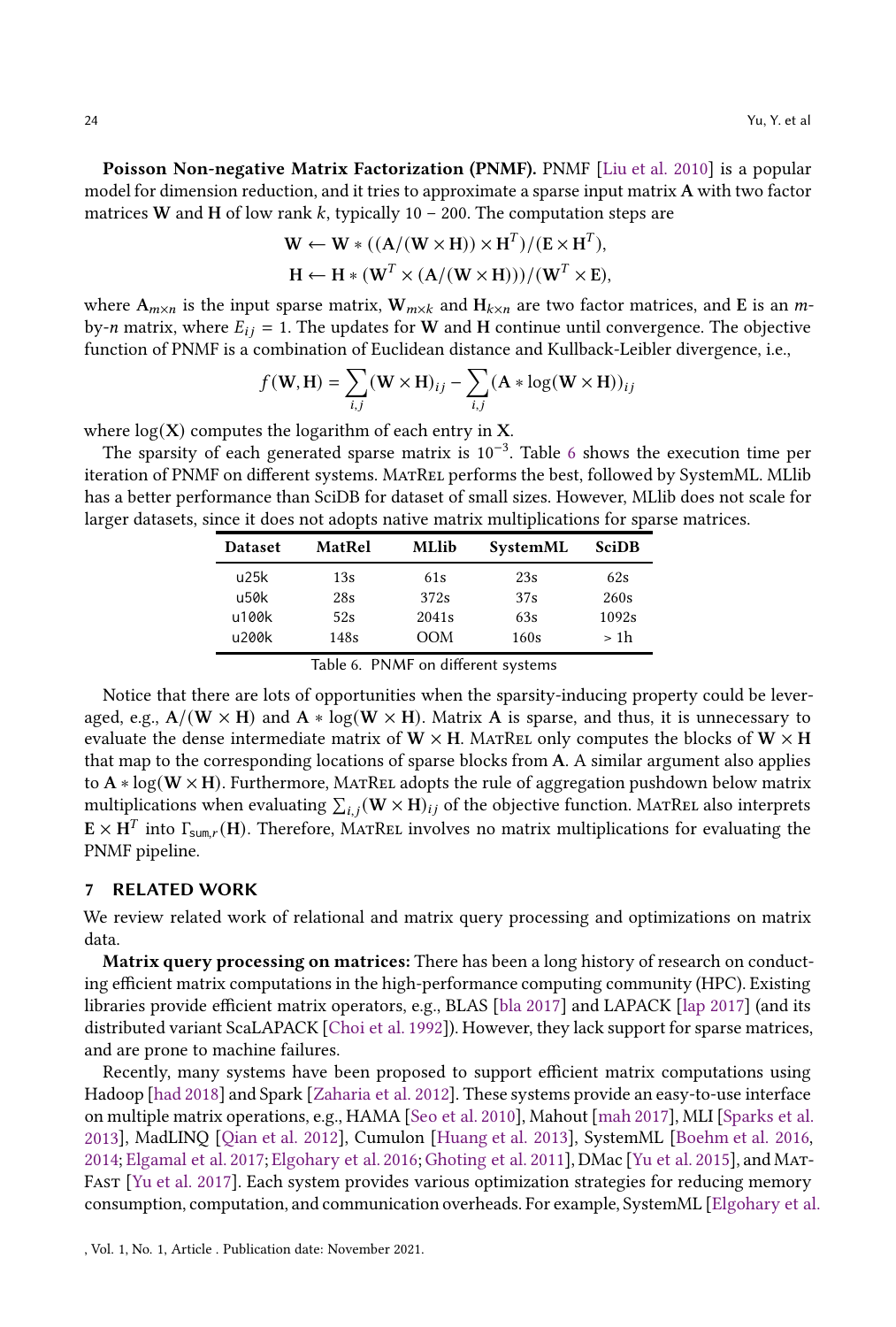**Poisson Non-negative Matrix Factorization (PNMF).** PNMF [Liu et al. 2010] is a popular model for dimension reduction, and it tries to approximate a sparse input matrix **A** with two factor matrices **W** and **H** of low rank $k$, typically 10 – 200. The computation steps are

$$\mathbf{W} \leftarrow \mathbf{W} * ((\mathbf{A}/(\mathbf{W} \times \mathbf{H})) \times \mathbf{H}^T)/(\mathbf{E} \times \mathbf{H}^T),$$
$$\mathbf{H} \leftarrow \mathbf{H} * (\mathbf{W}^T \times (\mathbf{A}/(\mathbf{W} \times \mathbf{H})))/(\mathbf{W}^T \times \mathbf{E}),$$

where $\mathbf{A}_{m \times n}$ is the input sparse matrix, $\mathbf{W}_{m \times k}$ and $\mathbf{H}_{k \times n}$ are two factor matrices, and **E** is an $m$-by-$n$ matrix, where $E_{ij} = 1$. The updates for **W** and **H** continue until convergence. The objective function of PNMF is a combination of Euclidean distance and Kullback-Leibler divergence, i.e.,

$$f(\mathbf{W}, \mathbf{H}) = \sum_{i,j} (\mathbf{W} \times \mathbf{H})_{ij} - \sum_{i,j} (\mathbf{A} * \log(\mathbf{W} \times \mathbf{H}))_{ij}$$

where $\log(\mathbf{X})$ computes the logarithm of each entry in **X**.

The sparsity of each generated sparse matrix is $10^{-3}$. Table 6 shows the execution time per iteration of PNMF on different systems. MatRel performs the best, followed by SystemML. MLlib has a better performance than SciDB for dataset of small sizes. However, MLlib does not scale for larger datasets, since it does not adopts native matrix multiplications for sparse matrices.

| Dataset | MatRel | MLlib | SystemML | SciDB |
|---|---|---|---|---|
| u25k | 13s | 61s | 23s | 62s |
| u50k | 28s | 372s | 37s | 260s |
| u100k | 52s | 2041s | 63s | 1092s |
| u200k | 148s | OOM | 160s | > 1h |

Table 6. PNMF on different systems

Notice that there are lots of opportunities when the sparsity-inducing property could be leveraged, e.g., $\mathbf{A}/(\mathbf{W} \times \mathbf{H})$ and $\mathbf{A} * \log(\mathbf{W} \times \mathbf{H})$. Matrix **A** is sparse, and thus, it is unnecessary to evaluate the dense intermediate matrix of $\mathbf{W} \times \mathbf{H}$. MatRel only computes the blocks of $\mathbf{W} \times \mathbf{H}$ that map to the corresponding locations of sparse blocks from **A**. A similar argument also applies to $\mathbf{A} * \log(\mathbf{W} \times \mathbf{H})$. Furthermore, MatRel adopts the rule of aggregation pushdown below matrix multiplications when evaluating $\sum_{i,j}(\mathbf{W} \times \mathbf{H})_{ij}$ of the objective function. MatRel also interprets $\mathbf{E} \times \mathbf{H}^T$ into $\Gamma_{\mathsf{sum},r}(\mathbf{H})$. Therefore, MatRel involves no matrix multiplications for evaluating the PNMF pipeline.

## 7 RELATED WORK

We review related work of relational and matrix query processing and optimizations on matrix data.

**Matrix query processing on matrices:** There has been a long history of research on conducting efficient matrix computations in the high-performance computing community (HPC). Existing libraries provide efficient matrix operators, e.g., BLAS [bla 2017] and LAPACK [lap 2017] (and its distributed variant ScaLAPACK [Choi et al. 1992]). However, they lack support for sparse matrices, and are prone to machine failures.

Recently, many systems have been proposed to support efficient matrix computations using Hadoop [had 2018] and Spark [Zaharia et al. 2012]. These systems provide an easy-to-use interface on multiple matrix operations, e.g., HAMA [Seo et al. 2010], Mahout [mah 2017], MLI [Sparks et al. 2013], MadLINQ [Qian et al. 2012], Cumulon [Huang et al. 2013], SystemML [Boehm et al. 2016, 2014; Elgamal et al. 2017; Elgohary et al. 2016; Ghoting et al. 2011], DMac [Yu et al. 2015], and MatFast [Yu et al. 2017]. Each system provides various optimization strategies for reducing memory consumption, computation, and communication overheads. For example, SystemML [Elgohary et al.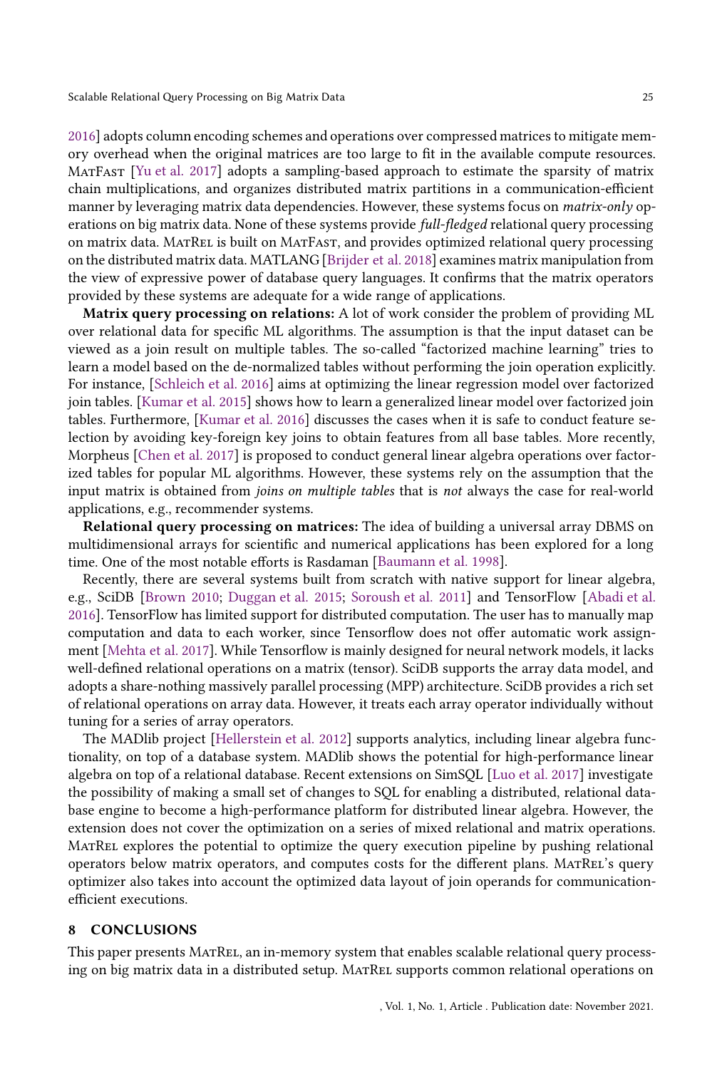2016] adopts column encoding schemes and operations over compressed matrices to mitigate memory overhead when the original matrices are too large to fit in the available compute resources. MatFast [Yu et al. 2017] adopts a sampling-based approach to estimate the sparsity of matrix chain multiplications, and organizes distributed matrix partitions in a communication-efficient manner by leveraging matrix data dependencies. However, these systems focus on *matrix-only* operations on big matrix data. None of these systems provide *full-fledged* relational query processing on matrix data. MatRel is built on MatFast, and provides optimized relational query processing on the distributed matrix data. MATLANG [Brijder et al. 2018] examines matrix manipulation from the view of expressive power of database query languages. It confirms that the matrix operators provided by these systems are adequate for a wide range of applications.

**Matrix query processing on relations:** A lot of work consider the problem of providing ML over relational data for specific ML algorithms. The assumption is that the input dataset can be viewed as a join result on multiple tables. The so-called "factorized machine learning" tries to learn a model based on the de-normalized tables without performing the join operation explicitly. For instance, [Schleich et al. 2016] aims at optimizing the linear regression model over factorized join tables. [Kumar et al. 2015] shows how to learn a generalized linear model over factorized join tables. Furthermore, [Kumar et al. 2016] discusses the cases when it is safe to conduct feature selection by avoiding key-foreign key joins to obtain features from all base tables. More recently, Morpheus [Chen et al. 2017] is proposed to conduct general linear algebra operations over factorized tables for popular ML algorithms. However, these systems rely on the assumption that the input matrix is obtained from *joins on multiple tables* that is *not* always the case for real-world applications, e.g., recommender systems.

**Relational query processing on matrices:** The idea of building a universal array DBMS on multidimensional arrays for scientific and numerical applications has been explored for a long time. One of the most notable efforts is Rasdaman [Baumann et al. 1998].

Recently, there are several systems built from scratch with native support for linear algebra, e.g., SciDB [Brown 2010; Duggan et al. 2015; Soroush et al. 2011] and TensorFlow [Abadi et al. 2016]. TensorFlow has limited support for distributed computation. The user has to manually map computation and data to each worker, since Tensorflow does not offer automatic work assignment [Mehta et al. 2017]. While Tensorflow is mainly designed for neural network models, it lacks well-defined relational operations on a matrix (tensor). SciDB supports the array data model, and adopts a share-nothing massively parallel processing (MPP) architecture. SciDB provides a rich set of relational operations on array data. However, it treats each array operator individually without tuning for a series of array operators.

The MADlib project [Hellerstein et al. 2012] supports analytics, including linear algebra functionality, on top of a database system. MADlib shows the potential for high-performance linear algebra on top of a relational database. Recent extensions on SimSQL [Luo et al. 2017] investigate the possibility of making a small set of changes to SQL for enabling a distributed, relational database engine to become a high-performance platform for distributed linear algebra. However, the extension does not cover the optimization on a series of mixed relational and matrix operations. MatRel explores the potential to optimize the query execution pipeline by pushing relational operators below matrix operators, and computes costs for the different plans. MatRel's query optimizer also takes into account the optimized data layout of join operands for communication-efficient executions.

## 8 CONCLUSIONS

This paper presents MatRel, an in-memory system that enables scalable relational query processing on big matrix data in a distributed setup. MatRel supports common relational operations on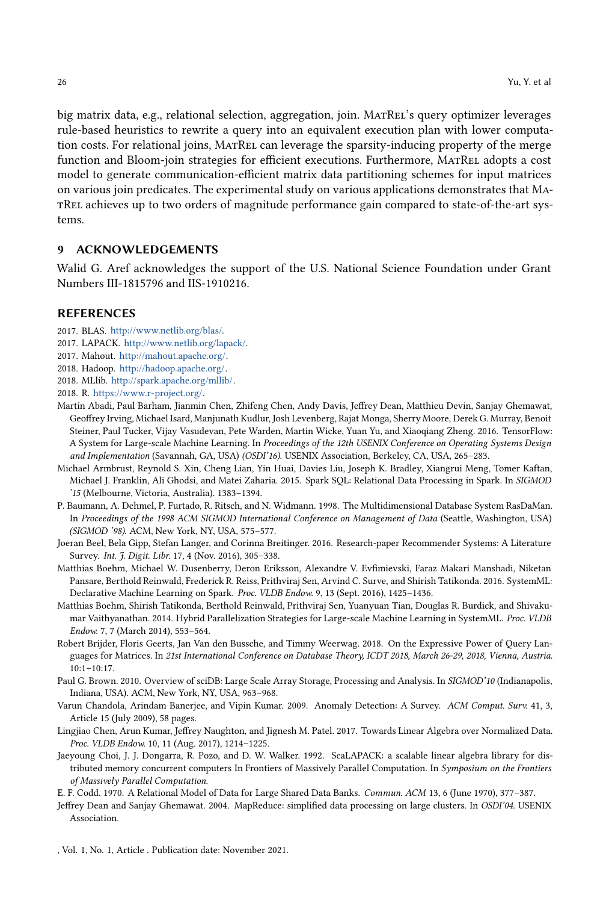big matrix data, e.g., relational selection, aggregation, join. MatRel's query optimizer leverages rule-based heuristics to rewrite a query into an equivalent execution plan with lower computation costs. For relational joins, MatRel can leverage the sparsity-inducing property of the merge function and Bloom-join strategies for efficient executions. Furthermore, MatRel adopts a cost model to generate communication-efficient matrix data partitioning schemes for input matrices on various join predicates. The experimental study on various applications demonstrates that MatRel achieves up to two orders of magnitude performance gain compared to state-of-the-art systems.

## 9 ACKNOWLEDGEMENTS

Walid G. Aref acknowledges the support of the U.S. National Science Foundation under Grant Numbers III-1815796 and IIS-1910216.

## REFERENCES

2017. BLAS. http://www.netlib.org/blas/.

2017. LAPACK. http://www.netlib.org/lapack/.

2017. Mahout. http://mahout.apache.org/.

2018. Hadoop. http://hadoop.apache.org/.

2018. MLlib. http://spark.apache.org/mllib/.

2018. R. https://www.r-project.org/.

Martín Abadi, Paul Barham, Jianmin Chen, Zhifeng Chen, Andy Davis, Jeffrey Dean, Matthieu Devin, Sanjay Ghemawat, Geoffrey Irving, Michael Isard, Manjunath Kudlur, Josh Levenberg, Rajat Monga, Sherry Moore, Derek G. Murray, Benoit Steiner, Paul Tucker, Vijay Vasudevan, Pete Warden, Martin Wicke, Yuan Yu, and Xiaoqiang Zheng. 2016. TensorFlow: A System for Large-scale Machine Learning. In *Proceedings of the 12th USENIX Conference on Operating Systems Design and Implementation* (Savannah, GA, USA) *(OSDI'16)*. USENIX Association, Berkeley, CA, USA, 265–283.

Michael Armbrust, Reynold S. Xin, Cheng Lian, Yin Huai, Davies Liu, Joseph K. Bradley, Xiangrui Meng, Tomer Kaftan, Michael J. Franklin, Ali Ghodsi, and Matei Zaharia. 2015. Spark SQL: Relational Data Processing in Spark. In *SIGMOD '15* (Melbourne, Victoria, Australia). 1383–1394.

P. Baumann, A. Dehmel, P. Furtado, R. Ritsch, and N. Widmann. 1998. The Multidimensional Database System RasDaMan. In *Proceedings of the 1998 ACM SIGMOD International Conference on Management of Data* (Seattle, Washington, USA) *(SIGMOD '98)*. ACM, New York, NY, USA, 575–577.

Joeran Beel, Bela Gipp, Stefan Langer, and Corinna Breitinger. 2016. Research-paper Recommender Systems: A Literature Survey. *Int. J. Digit. Libr.* 17, 4 (Nov. 2016), 305–338.

Matthias Boehm, Michael W. Dusenberry, Deron Eriksson, Alexandre V. Evfimievski, Faraz Makari Manshadi, Niketan Pansare, Berthold Reinwald, Frederick R. Reiss, Prithviraj Sen, Arvind C. Surve, and Shirish Tatikonda. 2016. SystemML: Declarative Machine Learning on Spark. *Proc. VLDB Endow.* 9, 13 (Sept. 2016), 1425–1436.

Matthias Boehm, Shirish Tatikonda, Berthold Reinwald, Prithviraj Sen, Yuanyuan Tian, Douglas R. Burdick, and Shivakumar Vaithyanathan. 2014. Hybrid Parallelization Strategies for Large-scale Machine Learning in SystemML. *Proc. VLDB Endow.* 7, 7 (March 2014), 553–564.

Robert Brijder, Floris Geerts, Jan Van den Bussche, and Timmy Weerwag. 2018. On the Expressive Power of Query Languages for Matrices. In *21st International Conference on Database Theory, ICDT 2018, March 26-29, 2018, Vienna, Austria.* 10:1–10:17.

Paul G. Brown. 2010. Overview of sciDB: Large Scale Array Storage, Processing and Analysis. In *SIGMOD'10* (Indianapolis, Indiana, USA). ACM, New York, NY, USA, 963–968.

Varun Chandola, Arindam Banerjee, and Vipin Kumar. 2009. Anomaly Detection: A Survey. *ACM Comput. Surv.* 41, 3, Article 15 (July 2009), 58 pages.

Lingjiao Chen, Arun Kumar, Jeffrey Naughton, and Jignesh M. Patel. 2017. Towards Linear Algebra over Normalized Data. *Proc. VLDB Endow.* 10, 11 (Aug. 2017), 1214–1225.

Jaeyoung Choi, J. J. Dongarra, R. Pozo, and D. W. Walker. 1992. ScaLAPACK: a scalable linear algebra library for distributed memory concurrent computers In Frontiers of Massively Parallel Computation. In *Symposium on the Frontiers of Massively Parallel Computation.*

E. F. Codd. 1970. A Relational Model of Data for Large Shared Data Banks. *Commun. ACM* 13, 6 (June 1970), 377–387.

Jeffrey Dean and Sanjay Ghemawat. 2004. MapReduce: simplified data processing on large clusters. In *OSDI'04*. USENIX Association.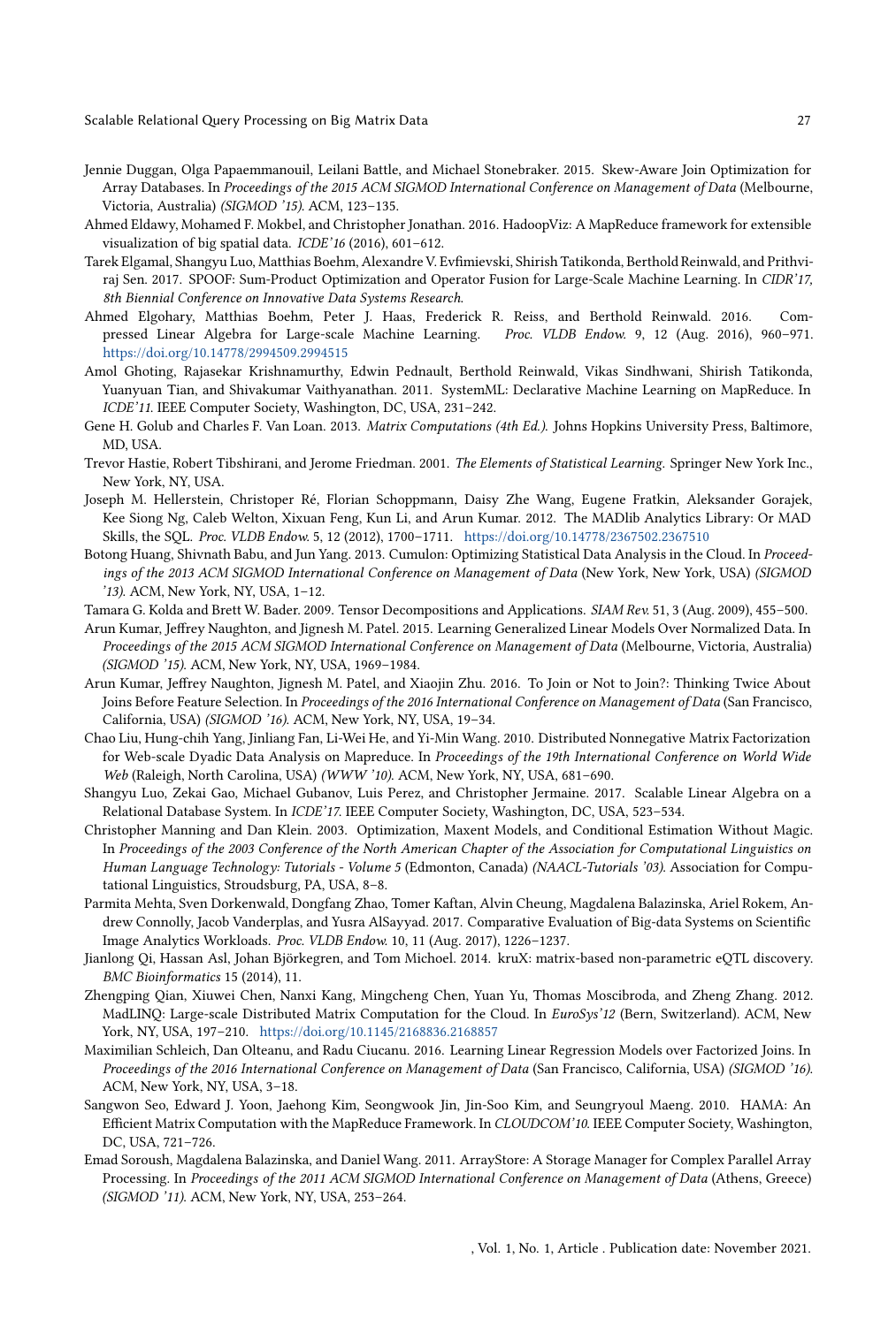Jennie Duggan, Olga Papaemmanouil, Leilani Battle, and Michael Stonebraker. 2015. Skew-Aware Join Optimization for Array Databases. In *Proceedings of the 2015 ACM SIGMOD International Conference on Management of Data* (Melbourne, Victoria, Australia) *(SIGMOD '15)*. ACM, 123–135.

Ahmed Eldawy, Mohamed F. Mokbel, and Christopher Jonathan. 2016. HadoopViz: A MapReduce framework for extensible visualization of big spatial data. *ICDE'16* (2016), 601–612.

Tarek Elgamal, Shangyu Luo, Matthias Boehm, Alexandre V. Evfimievski, Shirish Tatikonda, Berthold Reinwald, and Prithviraj Sen. 2017. SPOOF: Sum-Product Optimization and Operator Fusion for Large-Scale Machine Learning. In *CIDR'17, 8th Biennial Conference on Innovative Data Systems Research*.

Ahmed Elgohary, Matthias Boehm, Peter J. Haas, Frederick R. Reiss, and Berthold Reinwald. 2016. Compressed Linear Algebra for Large-scale Machine Learning. *Proc. VLDB Endow.* 9, 12 (Aug. 2016), 960–971. https://doi.org/10.14778/2994509.2994515

Amol Ghoting, Rajasekar Krishnamurthy, Edwin Pednault, Berthold Reinwald, Vikas Sindhwani, Shirish Tatikonda, Yuanyuan Tian, and Shivakumar Vaithyanathan. 2011. SystemML: Declarative Machine Learning on MapReduce. In *ICDE'11*. IEEE Computer Society, Washington, DC, USA, 231–242.

Gene H. Golub and Charles F. Van Loan. 2013. *Matrix Computations (4th Ed.)*. Johns Hopkins University Press, Baltimore, MD, USA.

Trevor Hastie, Robert Tibshirani, and Jerome Friedman. 2001. *The Elements of Statistical Learning*. Springer New York Inc., New York, NY, USA.

Joseph M. Hellerstein, Christoper Ré, Florian Schoppmann, Daisy Zhe Wang, Eugene Fratkin, Aleksander Gorajek, Kee Siong Ng, Caleb Welton, Xixuan Feng, Kun Li, and Arun Kumar. 2012. The MADlib Analytics Library: Or MAD Skills, the SQL. *Proc. VLDB Endow.* 5, 12 (2012), 1700–1711. https://doi.org/10.14778/2367502.2367510

Botong Huang, Shivnath Babu, and Jun Yang. 2013. Cumulon: Optimizing Statistical Data Analysis in the Cloud. In *Proceedings of the 2013 ACM SIGMOD International Conference on Management of Data* (New York, New York, USA) *(SIGMOD '13)*. ACM, New York, NY, USA, 1–12.

Tamara G. Kolda and Brett W. Bader. 2009. Tensor Decompositions and Applications. *SIAM Rev.* 51, 3 (Aug. 2009), 455–500.

Arun Kumar, Jeffrey Naughton, and Jignesh M. Patel. 2015. Learning Generalized Linear Models Over Normalized Data. In *Proceedings of the 2015 ACM SIGMOD International Conference on Management of Data* (Melbourne, Victoria, Australia) *(SIGMOD '15)*. ACM, New York, NY, USA, 1969–1984.

Arun Kumar, Jeffrey Naughton, Jignesh M. Patel, and Xiaojin Zhu. 2016. To Join or Not to Join?: Thinking Twice About Joins Before Feature Selection. In *Proceedings of the 2016 International Conference on Management of Data* (San Francisco, California, USA) *(SIGMOD '16)*. ACM, New York, NY, USA, 19–34.

Chao Liu, Hung-chih Yang, Jinliang Fan, Li-Wei He, and Yi-Min Wang. 2010. Distributed Nonnegative Matrix Factorization for Web-scale Dyadic Data Analysis on Mapreduce. In *Proceedings of the 19th International Conference on World Wide Web* (Raleigh, North Carolina, USA) *(WWW '10)*. ACM, New York, NY, USA, 681–690.

Shangyu Luo, Zekai Gao, Michael Gubanov, Luis Perez, and Christopher Jermaine. 2017. Scalable Linear Algebra on a Relational Database System. In *ICDE'17*. IEEE Computer Society, Washington, DC, USA, 523–534.

Christopher Manning and Dan Klein. 2003. Optimization, Maxent Models, and Conditional Estimation Without Magic. In *Proceedings of the 2003 Conference of the North American Chapter of the Association for Computational Linguistics on Human Language Technology: Tutorials - Volume 5* (Edmonton, Canada) *(NAACL-Tutorials '03)*. Association for Computational Linguistics, Stroudsburg, PA, USA, 8–8.

Parmita Mehta, Sven Dorkenwald, Dongfang Zhao, Tomer Kaftan, Alvin Cheung, Magdalena Balazinska, Ariel Rokem, Andrew Connolly, Jacob Vanderplas, and Yusra AlSayyad. 2017. Comparative Evaluation of Big-data Systems on Scientific Image Analytics Workloads. *Proc. VLDB Endow.* 10, 11 (Aug. 2017), 1226–1237.

Jianlong Qi, Hassan Asl, Johan Björkegren, and Tom Michoel. 2014. kruX: matrix-based non-parametric eQTL discovery. *BMC Bioinformatics* 15 (2014), 11.

Zhengping Qian, Xiuwei Chen, Nanxi Kang, Mingcheng Chen, Yuan Yu, Thomas Moscibroda, and Zheng Zhang. 2012. MadLINQ: Large-scale Distributed Matrix Computation for the Cloud. In *EuroSys'12* (Bern, Switzerland). ACM, New York, NY, USA, 197–210. https://doi.org/10.1145/2168836.2168857

Maximilian Schleich, Dan Olteanu, and Radu Ciucanu. 2016. Learning Linear Regression Models over Factorized Joins. In *Proceedings of the 2016 International Conference on Management of Data* (San Francisco, California, USA) *(SIGMOD '16)*. ACM, New York, NY, USA, 3–18.

Sangwon Seo, Edward J. Yoon, Jaehong Kim, Seongwook Jin, Jin-Soo Kim, and Seungryoul Maeng. 2010. HAMA: An Efficient Matrix Computation with the MapReduce Framework. In *CLOUDCOM'10*. IEEE Computer Society, Washington, DC, USA, 721–726.

Emad Soroush, Magdalena Balazinska, and Daniel Wang. 2011. ArrayStore: A Storage Manager for Complex Parallel Array Processing. In *Proceedings of the 2011 ACM SIGMOD International Conference on Management of Data* (Athens, Greece) *(SIGMOD '11)*. ACM, New York, NY, USA, 253–264.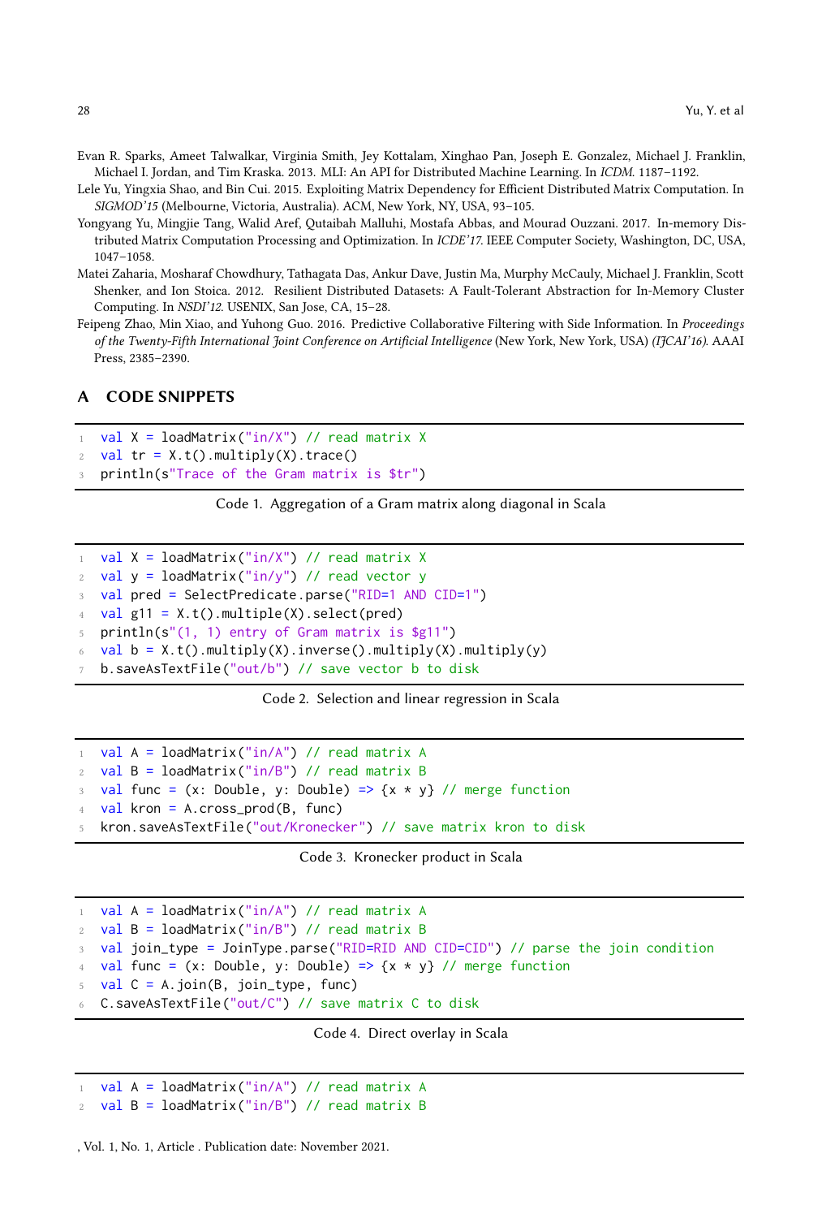Evan R. Sparks, Ameet Talwalkar, Virginia Smith, Jey Kottalam, Xinghao Pan, Joseph E. Gonzalez, Michael J. Franklin, Michael I. Jordan, and Tim Kraska. 2013. MLI: An API for Distributed Machine Learning. In *ICDM*. 1187–1192.

Lele Yu, Yingxia Shao, and Bin Cui. 2015. Exploiting Matrix Dependency for Efficient Distributed Matrix Computation. In *SIGMOD'15* (Melbourne, Victoria, Australia). ACM, New York, NY, USA, 93–105.

Yongyang Yu, Mingjie Tang, Walid Aref, Qutaibah Malluhi, Mostafa Abbas, and Mourad Ouzzani. 2017. In-memory Distributed Matrix Computation Processing and Optimization. In *ICDE'17*. IEEE Computer Society, Washington, DC, USA, 1047–1058.

Matei Zaharia, Mosharaf Chowdhury, Tathagata Das, Ankur Dave, Justin Ma, Murphy McCauly, Michael J. Franklin, Scott Shenker, and Ion Stoica. 2012. Resilient Distributed Datasets: A Fault-Tolerant Abstraction for In-Memory Cluster Computing. In *NSDI'12*. USENIX, San Jose, CA, 15–28.

Feipeng Zhao, Min Xiao, and Yuhong Guo. 2016. Predictive Collaborative Filtering with Side Information. In *Proceedings of the Twenty-Fifth International Joint Conference on Artificial Intelligence* (New York, New York, USA) *(IJCAI'16)*. AAAI Press, 2385–2390.

## A CODE SNIPPETS

```
val X = loadMatrix("in/X") // read matrix X
val tr = X.t().multiply(X).trace()
println(s"Trace of the Gram matrix is $tr")
```

Code 1. Aggregation of a Gram matrix along diagonal in Scala

```
val X = loadMatrix("in/X") // read matrix X
val y = loadMatrix("in/y") // read vector y
val pred = SelectPredicate.parse("RID=1 AND CID=1")
val g11 = X.t().multiple(X).select(pred)
println(s"(1, 1) entry of Gram matrix is $g11")
val b = X.t().multiply(X).inverse().multiply(X).multiply(y)
b.saveAsTextFile("out/b") // save vector b to disk
```

Code 2. Selection and linear regression in Scala

```
val A = loadMatrix("in/A") // read matrix A
val B = loadMatrix("in/B") // read matrix B
val func = (x: Double, y: Double) => {x * y} // merge function
val kron = A.cross_prod(B, func)
kron.saveAsTextFile("out/Kronecker") // save matrix kron to disk
```

Code 3. Kronecker product in Scala

```
val A = loadMatrix("in/A") // read matrix A
val B = loadMatrix("in/B") // read matrix B
val join_type = JoinType.parse("RID=RID AND CID=CID") // parse the join condition
val func = (x: Double, y: Double) => {x * y} // merge function
val C = A.join(B, join_type, func)
C.saveAsTextFile("out/C") // save matrix C to disk
```

Code 4. Direct overlay in Scala

```
val A = loadMatrix("in/A") // read matrix A
val B = loadMatrix("in/B") // read matrix B
```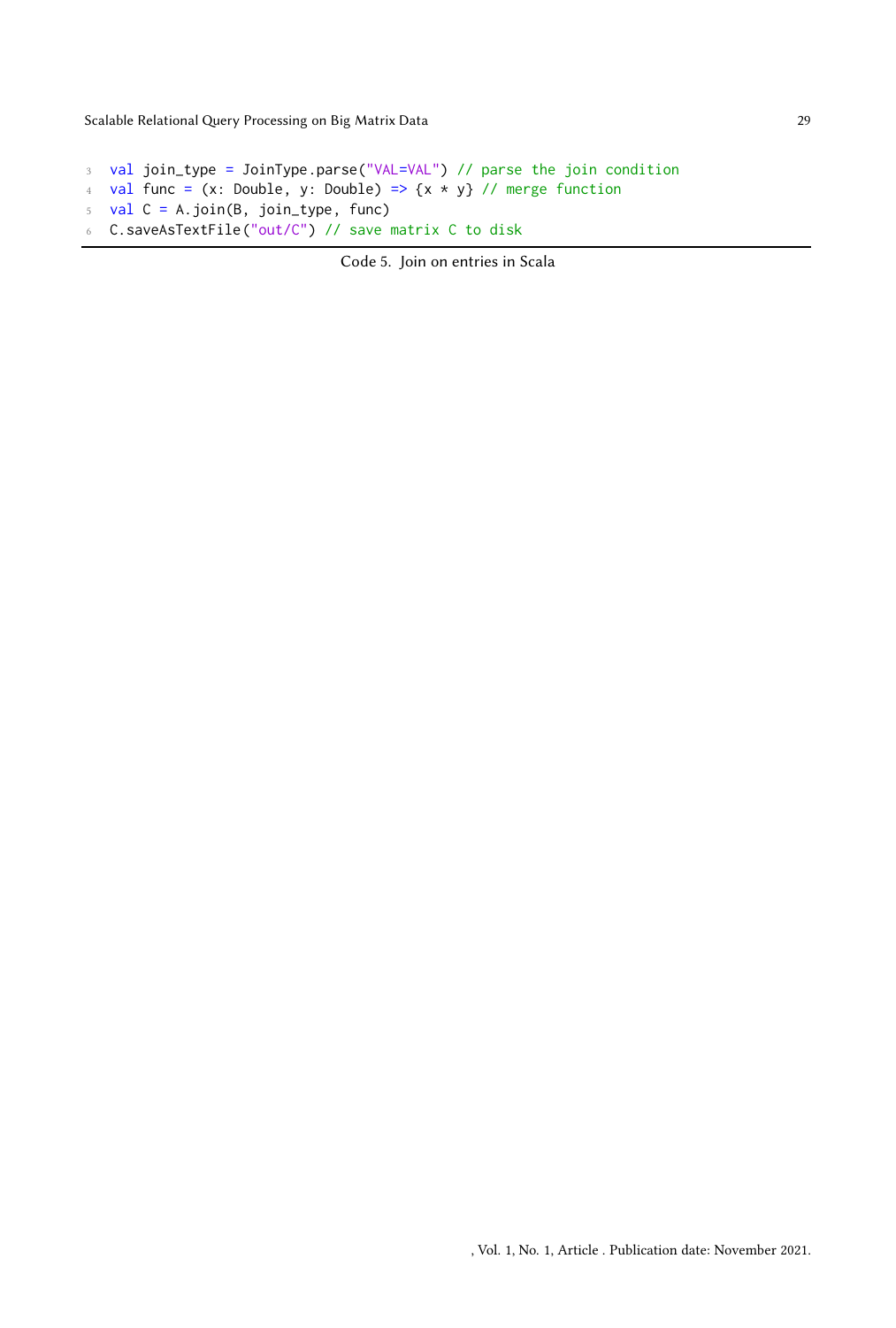```scala
val join_type = JoinType.parse("VAL=VAL") // parse the join condition
val func = (x: Double, y: Double) => {x * y} // merge function
val C = A.join(B, join_type, func)
C.saveAsTextFile("out/C") // save matrix C to disk
```

Code 5. Join on entries in Scala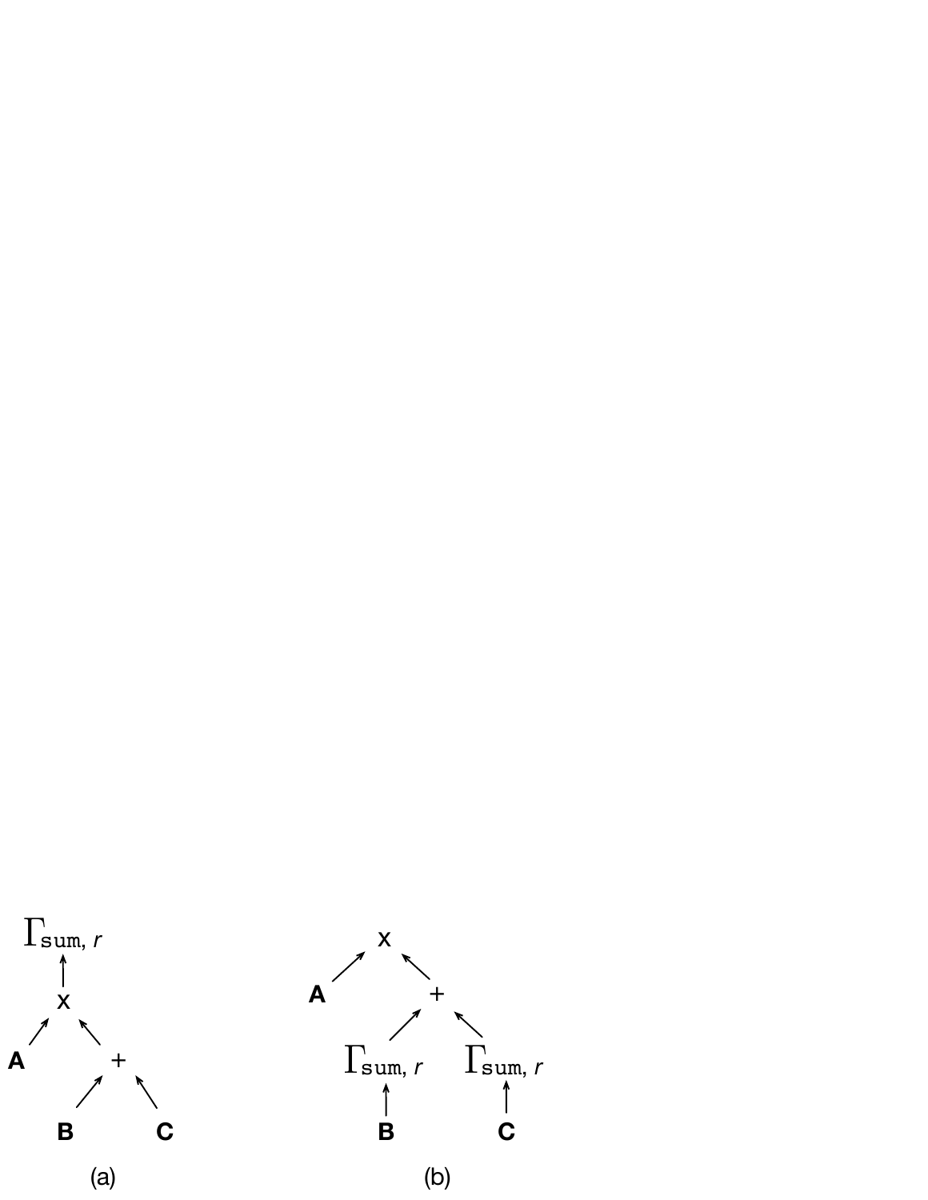$\Gamma_{\mathtt{sum},\, r}$

x

**A**

+

**B**

**C**

(a)

x

**A**

+

$\Gamma_{\mathtt{sum},\, r}$

$\Gamma_{\mathtt{sum},\, r}$

**B**

**C**

(b)